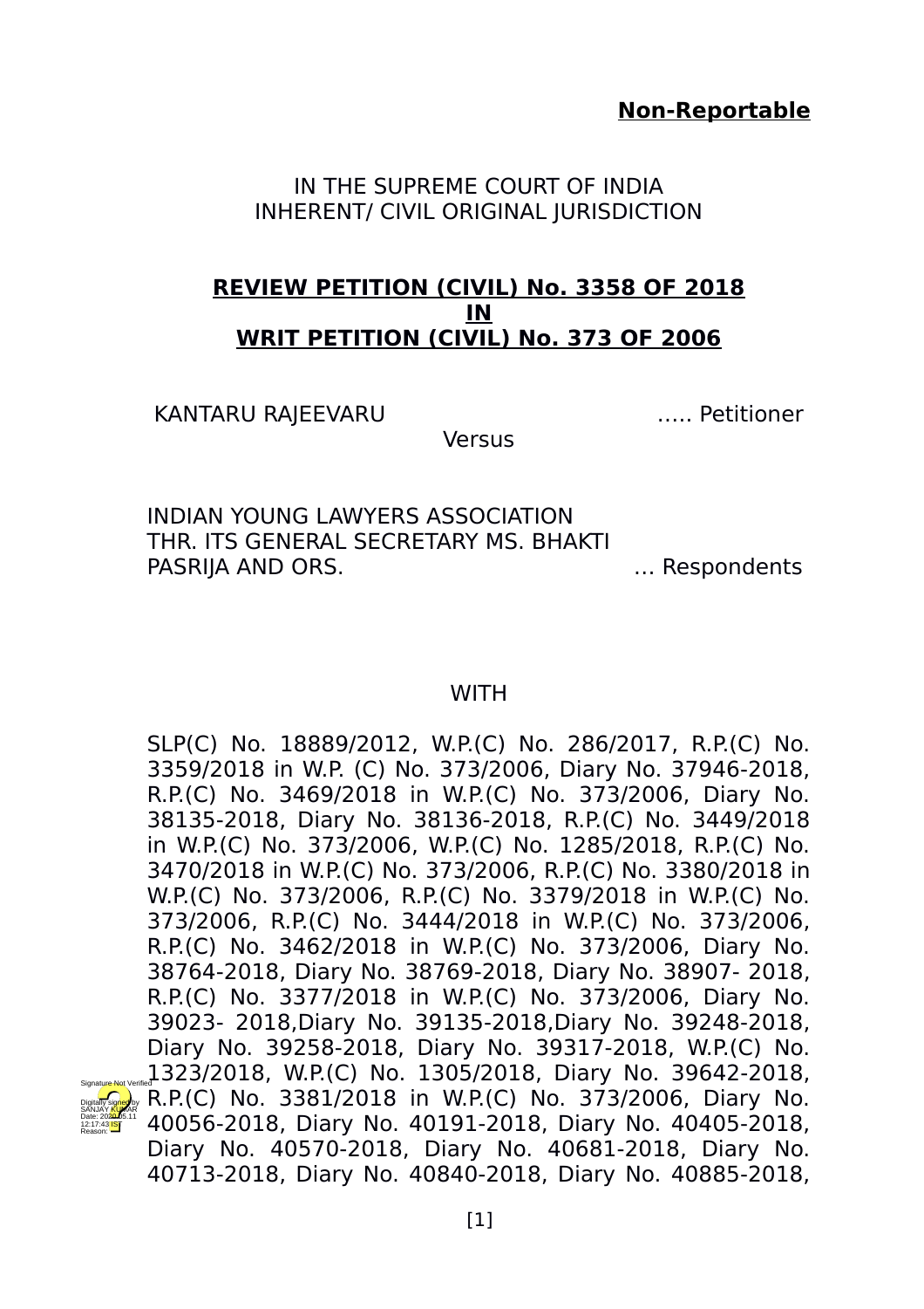**Non-Reportable**

IN THE SUPREME COURT OF INDIA
INHERENT/ CIVIL ORIGINAL JURISDICTION

**REVIEW PETITION (CIVIL) No. 3358 OF 2018**
**IN**
**WRIT PETITION (CIVIL) No. 373 OF 2006**

KANTARU RAJEEVARU ..... Petitioner

Versus

INDIAN YOUNG LAWYERS ASSOCIATION THR. ITS GENERAL SECRETARY MS. BHAKTI PASRIJA AND ORS. ... Respondents

WITH

SLP(C) No. 18889/2012, W.P.(C) No. 286/2017, R.P.(C) No. 3359/2018 in W.P. (C) No. 373/2006, Diary No. 37946-2018, R.P.(C) No. 3469/2018 in W.P.(C) No. 373/2006, Diary No. 38135-2018, Diary No. 38136-2018, R.P.(C) No. 3449/2018 in W.P.(C) No. 373/2006, W.P.(C) No. 1285/2018, R.P.(C) No. 3470/2018 in W.P.(C) No. 373/2006, R.P.(C) No. 3380/2018 in W.P.(C) No. 373/2006, R.P.(C) No. 3379/2018 in W.P.(C) No. 373/2006, R.P.(C) No. 3444/2018 in W.P.(C) No. 373/2006, R.P.(C) No. 3462/2018 in W.P.(C) No. 373/2006, Diary No. 38764-2018, Diary No. 38769-2018, Diary No. 38907- 2018, R.P.(C) No. 3377/2018 in W.P.(C) No. 373/2006, Diary No. 39023- 2018,Diary No. 39135-2018,Diary No. 39248-2018, Diary No. 39258-2018, Diary No. 39317-2018, W.P.(C) No. 1323/2018, W.P.(C) No. 1305/2018, Diary No. 39642-2018, R.P.(C) No. 3381/2018 in W.P.(C) No. 373/2006, Diary No. 40056-2018, Diary No. 40191-2018, Diary No. 40405-2018, Diary No. 40570-2018, Diary No. 40681-2018, Diary No. 40713-2018, Diary No. 40840-2018, Diary No. 40885-2018,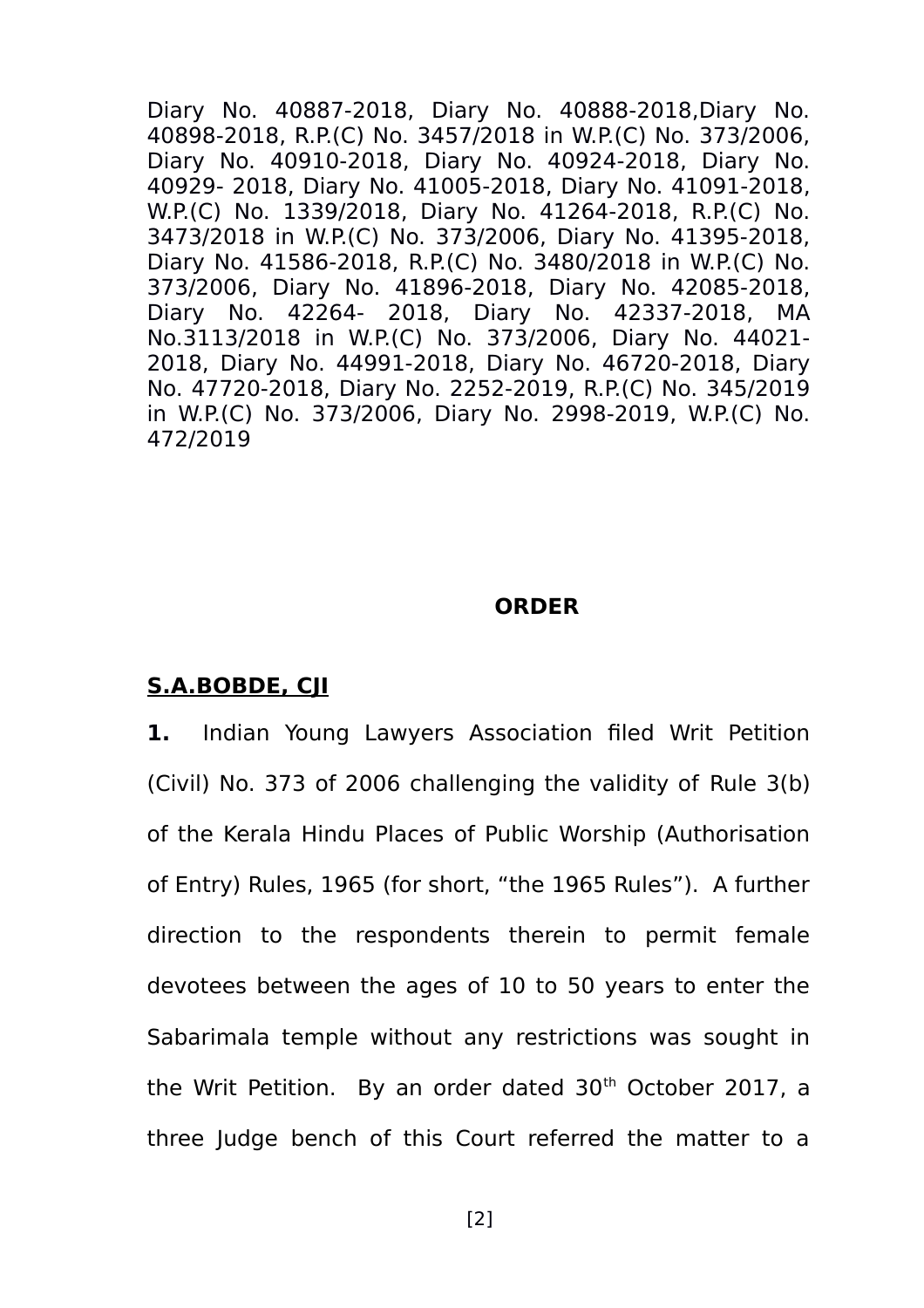Diary No. 40887-2018, Diary No. 40888-2018,Diary No. 40898-2018, R.P.(C) No. 3457/2018 in W.P.(C) No. 373/2006, Diary No. 40910-2018, Diary No. 40924-2018, Diary No. 40929- 2018, Diary No. 41005-2018, Diary No. 41091-2018, W.P.(C) No. 1339/2018, Diary No. 41264-2018, R.P.(C) No. 3473/2018 in W.P.(C) No. 373/2006, Diary No. 41395-2018, Diary No. 41586-2018, R.P.(C) No. 3480/2018 in W.P.(C) No. 373/2006, Diary No. 41896-2018, Diary No. 42085-2018, Diary No. 42264- 2018, Diary No. 42337-2018, MA No.3113/2018 in W.P.(C) No. 373/2006, Diary No. 44021-2018, Diary No. 44991-2018, Diary No. 46720-2018, Diary No. 47720-2018, Diary No. 2252-2019, R.P.(C) No. 345/2019 in W.P.(C) No. 373/2006, Diary No. 2998-2019, W.P.(C) No. 472/2019

**ORDER**

**S.A.BOBDE, CJI**

**1.** Indian Young Lawyers Association filed Writ Petition (Civil) No. 373 of 2006 challenging the validity of Rule 3(b) of the Kerala Hindu Places of Public Worship (Authorisation of Entry) Rules, 1965 (for short, "the 1965 Rules"). A further direction to the respondents therein to permit female devotees between the ages of 10 to 50 years to enter the Sabarimala temple without any restrictions was sought in the Writ Petition. By an order dated 30th October 2017, a three Judge bench of this Court referred the matter to a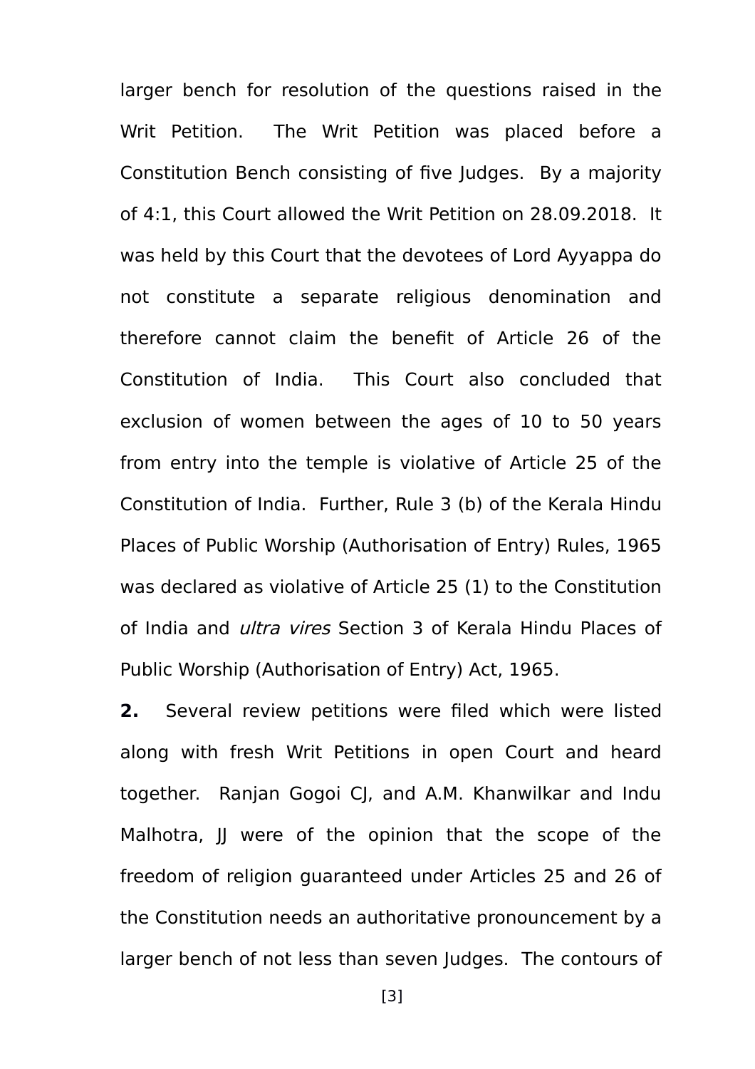larger bench for resolution of the questions raised in the Writ Petition. The Writ Petition was placed before a Constitution Bench consisting of five Judges. By a majority of 4:1, this Court allowed the Writ Petition on 28.09.2018. It was held by this Court that the devotees of Lord Ayyappa do not constitute a separate religious denomination and therefore cannot claim the benefit of Article 26 of the Constitution of India. This Court also concluded that exclusion of women between the ages of 10 to 50 years from entry into the temple is violative of Article 25 of the Constitution of India. Further, Rule 3 (b) of the Kerala Hindu Places of Public Worship (Authorisation of Entry) Rules, 1965 was declared as violative of Article 25 (1) to the Constitution of India and *ultra vires* Section 3 of Kerala Hindu Places of Public Worship (Authorisation of Entry) Act, 1965.

**2.** Several review petitions were filed which were listed along with fresh Writ Petitions in open Court and heard together. Ranjan Gogoi CJ, and A.M. Khanwilkar and Indu Malhotra, JJ were of the opinion that the scope of the freedom of religion guaranteed under Articles 25 and 26 of the Constitution needs an authoritative pronouncement by a larger bench of not less than seven Judges. The contours of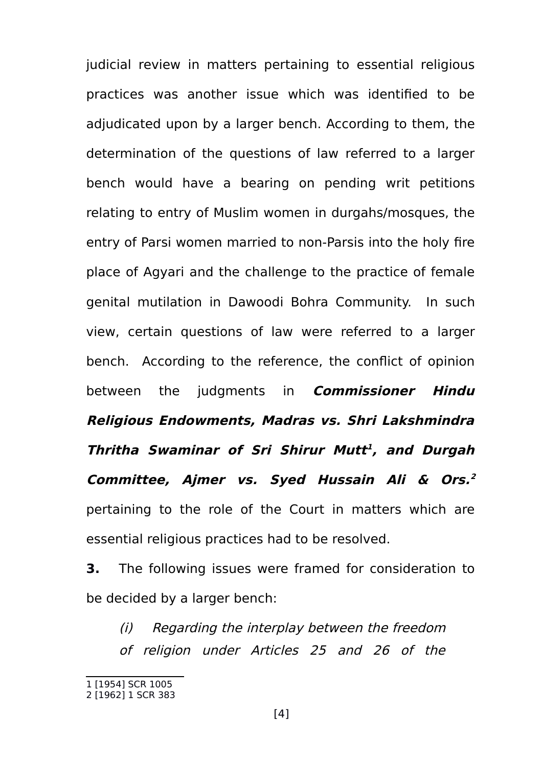judicial review in matters pertaining to essential religious practices was another issue which was identified to be adjudicated upon by a larger bench. According to them, the determination of the questions of law referred to a larger bench would have a bearing on pending writ petitions relating to entry of Muslim women in durgahs/mosques, the entry of Parsi women married to non-Parsis into the holy fire place of Agyari and the challenge to the practice of female genital mutilation in Dawoodi Bohra Community. In such view, certain questions of law were referred to a larger bench. According to the reference, the conflict of opinion between the judgments in ***Commissioner Hindu Religious Endowments, Madras vs. Shri Lakshmindra Thritha Swaminar of Sri Shirur Mutt***[1]***, and Durgah Committee, Ajmer vs. Syed Hussain Ali & Ors.***[2] pertaining to the role of the Court in matters which are essential religious practices had to be resolved.

**3.** The following issues were framed for consideration to be decided by a larger bench:

> *(i) Regarding the interplay between the freedom of religion under Articles 25 and 26 of the*

---

1 [1954] SCR 1005

2 [1962] 1 SCR 383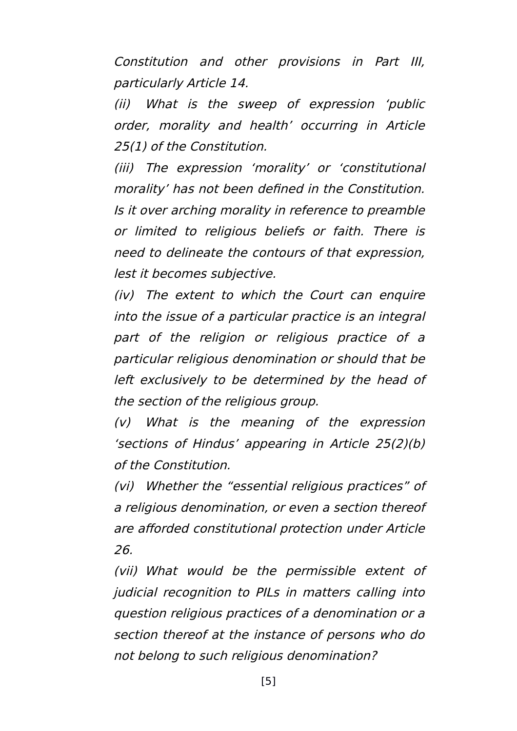*Constitution and other provisions in Part III, particularly Article 14.*

*(ii) What is the sweep of expression 'public order, morality and health' occurring in Article 25(1) of the Constitution.*

*(iii) The expression 'morality' or 'constitutional morality' has not been defined in the Constitution. Is it over arching morality in reference to preamble or limited to religious beliefs or faith. There is need to delineate the contours of that expression, lest it becomes subjective.*

*(iv) The extent to which the Court can enquire into the issue of a particular practice is an integral part of the religion or religious practice of a particular religious denomination or should that be left exclusively to be determined by the head of the section of the religious group.*

*(v) What is the meaning of the expression 'sections of Hindus' appearing in Article 25(2)(b) of the Constitution.*

*(vi) Whether the "essential religious practices" of a religious denomination, or even a section thereof are afforded constitutional protection under Article 26.*

*(vii) What would be the permissible extent of judicial recognition to PILs in matters calling into question religious practices of a denomination or a section thereof at the instance of persons who do not belong to such religious denomination?*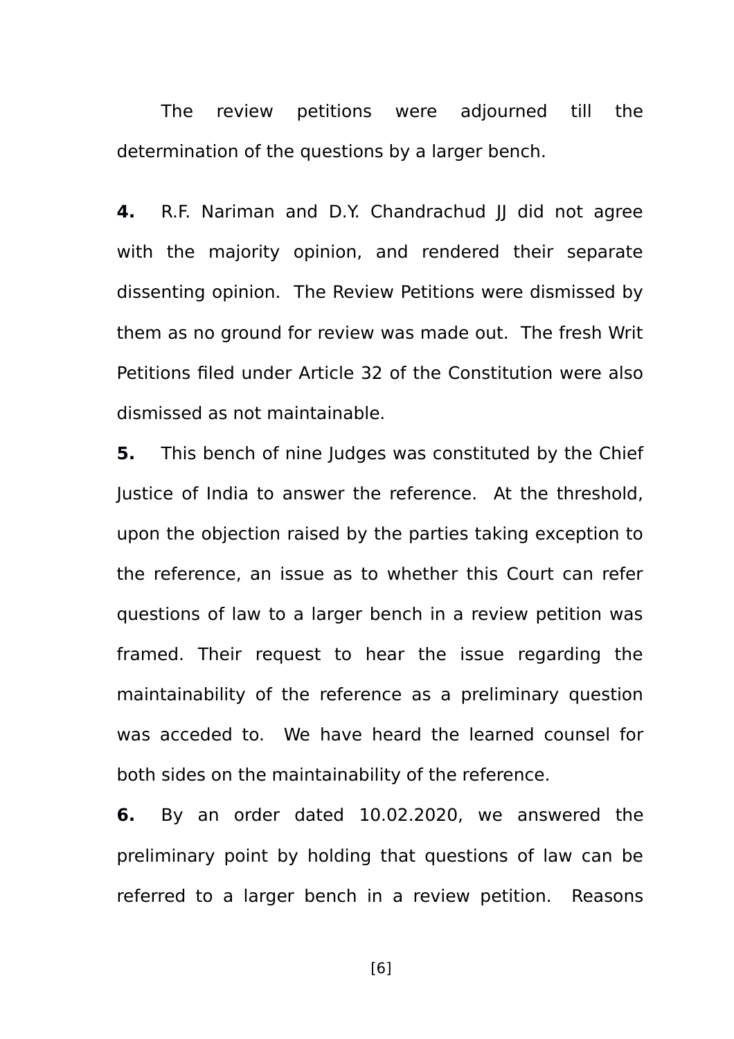The review petitions were adjourned till the determination of the questions by a larger bench.

**4.** R.F. Nariman and D.Y. Chandrachud JJ did not agree with the majority opinion, and rendered their separate dissenting opinion. The Review Petitions were dismissed by them as no ground for review was made out. The fresh Writ Petitions filed under Article 32 of the Constitution were also dismissed as not maintainable.

**5.** This bench of nine Judges was constituted by the Chief Justice of India to answer the reference. At the threshold, upon the objection raised by the parties taking exception to the reference, an issue as to whether this Court can refer questions of law to a larger bench in a review petition was framed. Their request to hear the issue regarding the maintainability of the reference as a preliminary question was acceded to. We have heard the learned counsel for both sides on the maintainability of the reference.

**6.** By an order dated 10.02.2020, we answered the preliminary point by holding that questions of law can be referred to a larger bench in a review petition. Reasons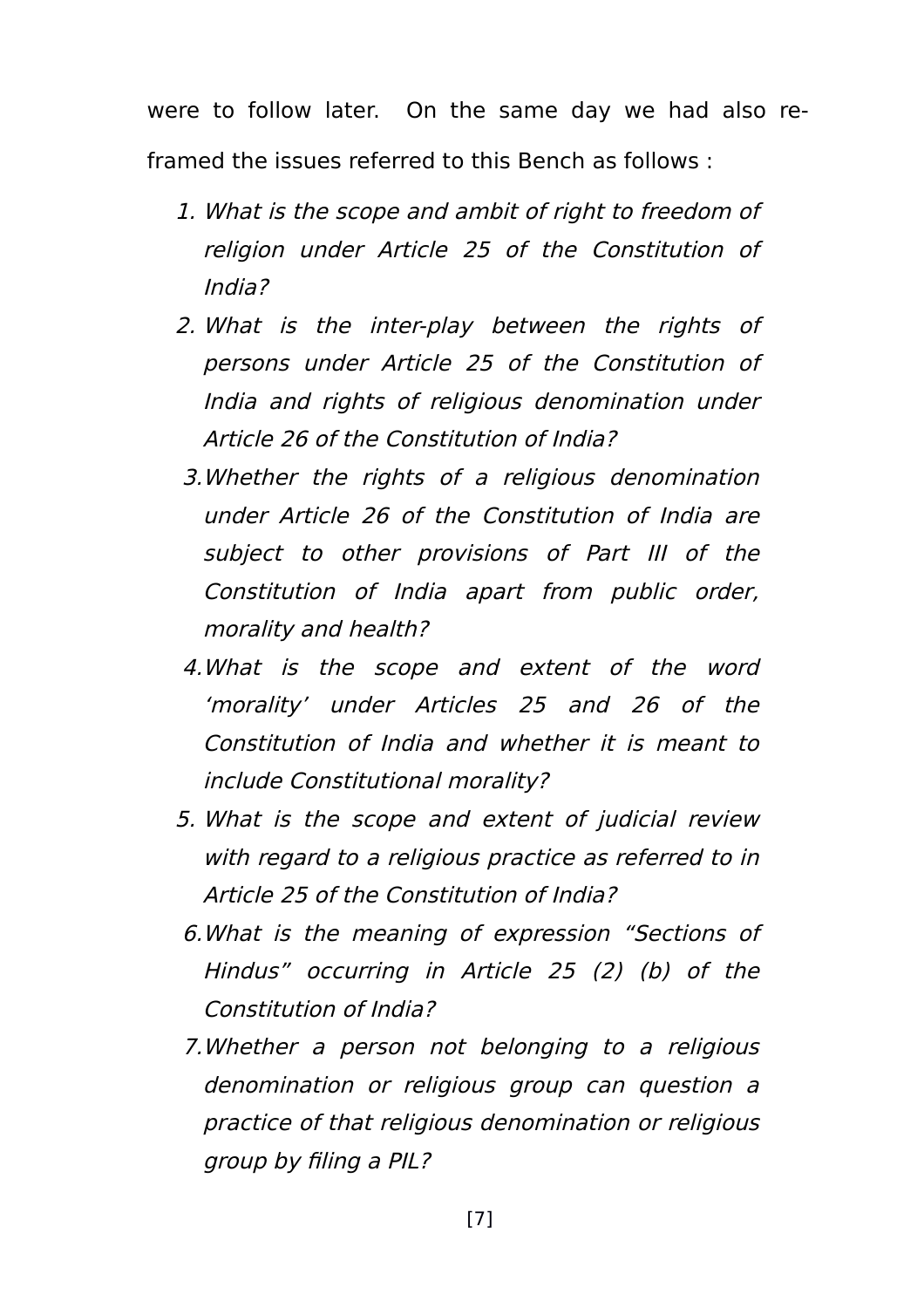were to follow later. On the same day we had also re-framed the issues referred to this Bench as follows :

1. *What is the scope and ambit of right to freedom of religion under Article 25 of the Constitution of India?*
2. *What is the inter-play between the rights of persons under Article 25 of the Constitution of India and rights of religious denomination under Article 26 of the Constitution of India?*
3. *Whether the rights of a religious denomination under Article 26 of the Constitution of India are subject to other provisions of Part III of the Constitution of India apart from public order, morality and health?*
4. *What is the scope and extent of the word 'morality' under Articles 25 and 26 of the Constitution of India and whether it is meant to include Constitutional morality?*
5. *What is the scope and extent of judicial review with regard to a religious practice as referred to in Article 25 of the Constitution of India?*
6. *What is the meaning of expression "Sections of Hindus" occurring in Article 25 (2) (b) of the Constitution of India?*
7. *Whether a person not belonging to a religious denomination or religious group can question a practice of that religious denomination or religious group by filing a PIL?*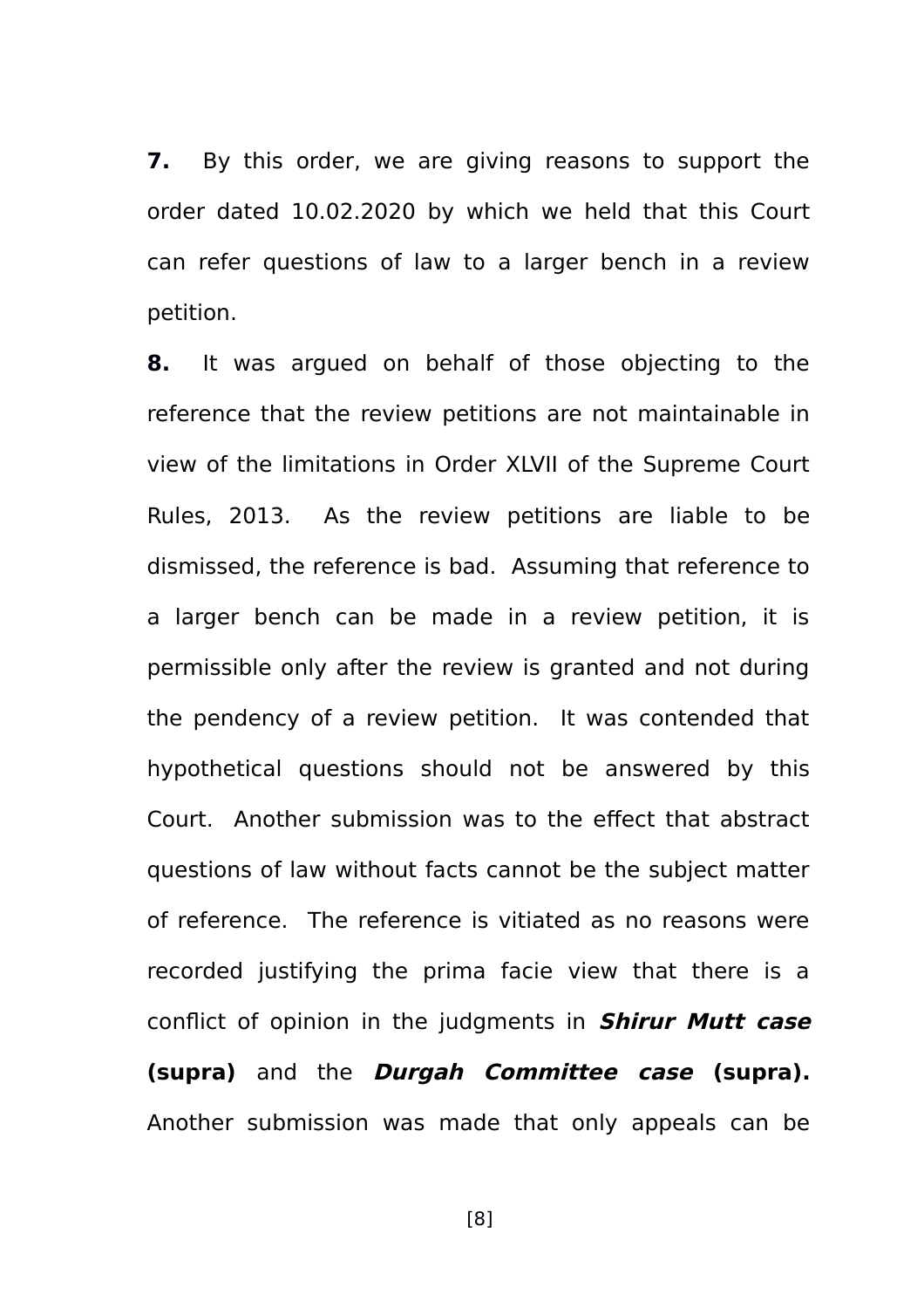**7.** By this order, we are giving reasons to support the order dated 10.02.2020 by which we held that this Court can refer questions of law to a larger bench in a review petition.

**8.** It was argued on behalf of those objecting to the reference that the review petitions are not maintainable in view of the limitations in Order XLVII of the Supreme Court Rules, 2013. As the review petitions are liable to be dismissed, the reference is bad. Assuming that reference to a larger bench can be made in a review petition, it is permissible only after the review is granted and not during the pendency of a review petition. It was contended that hypothetical questions should not be answered by this Court. Another submission was to the effect that abstract questions of law without facts cannot be the subject matter of reference. The reference is vitiated as no reasons were recorded justifying the prima facie view that there is a conflict of opinion in the judgments in ***Shirur Mutt case*** **(supra)** and the ***Durgah Committee case*** **(supra).** Another submission was made that only appeals can be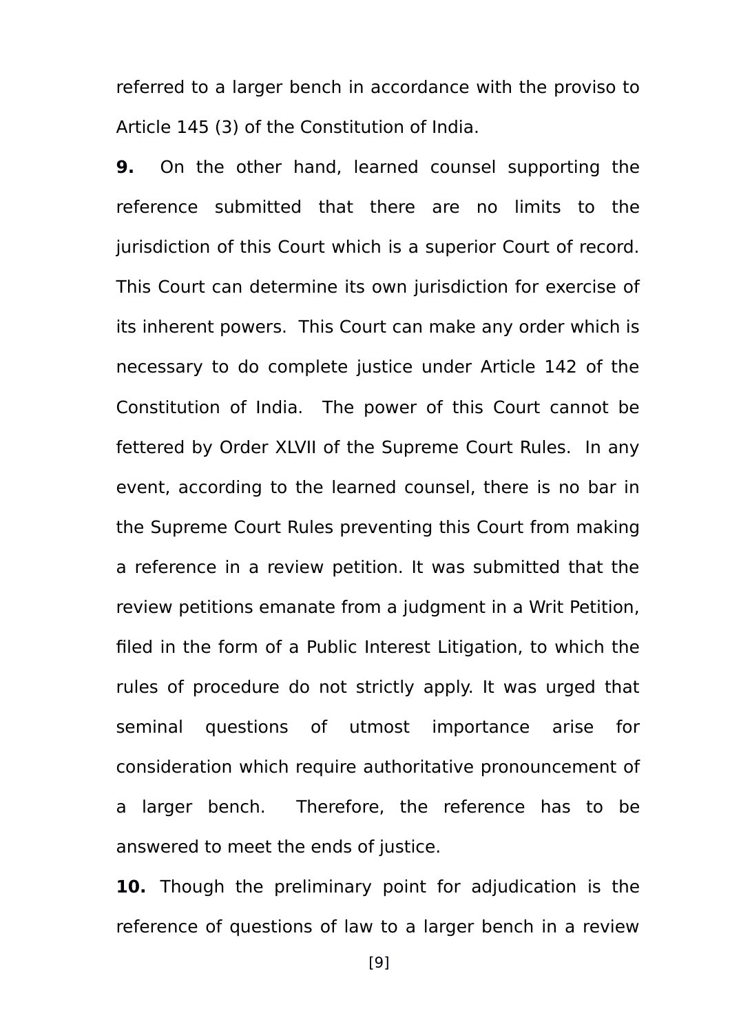referred to a larger bench in accordance with the proviso to Article 145 (3) of the Constitution of India.

**9.** On the other hand, learned counsel supporting the reference submitted that there are no limits to the jurisdiction of this Court which is a superior Court of record. This Court can determine its own jurisdiction for exercise of its inherent powers. This Court can make any order which is necessary to do complete justice under Article 142 of the Constitution of India. The power of this Court cannot be fettered by Order XLVII of the Supreme Court Rules. In any event, according to the learned counsel, there is no bar in the Supreme Court Rules preventing this Court from making a reference in a review petition. It was submitted that the review petitions emanate from a judgment in a Writ Petition, filed in the form of a Public Interest Litigation, to which the rules of procedure do not strictly apply. It was urged that seminal questions of utmost importance arise for consideration which require authoritative pronouncement of a larger bench. Therefore, the reference has to be answered to meet the ends of justice.

**10.** Though the preliminary point for adjudication is the reference of questions of law to a larger bench in a review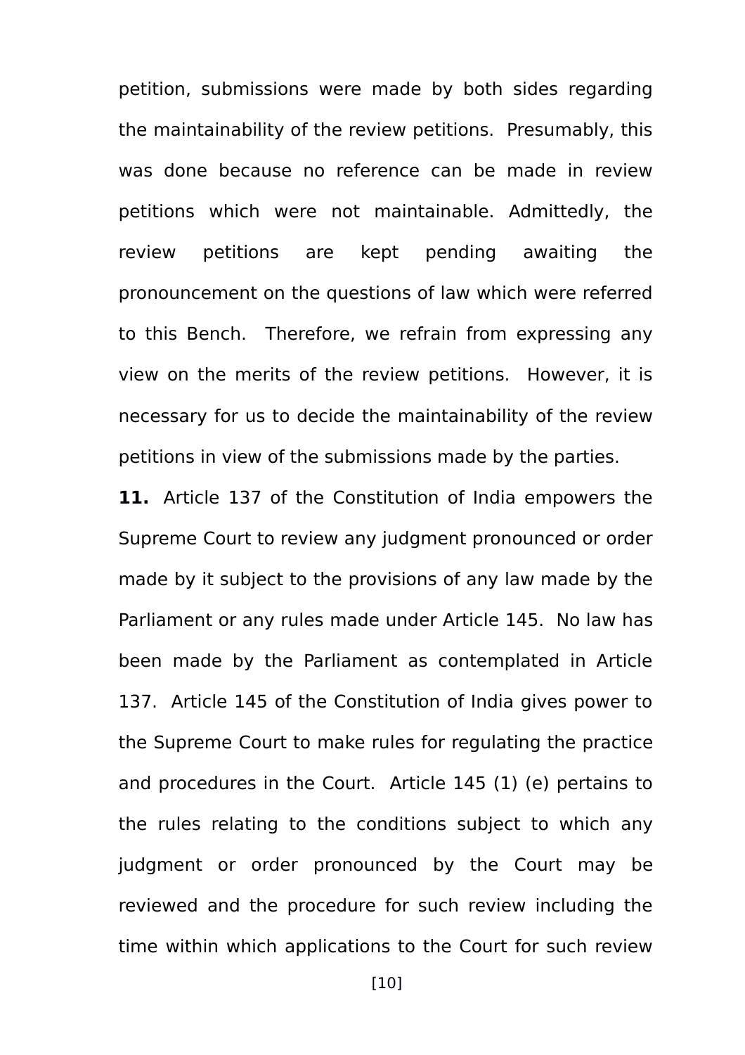petition, submissions were made by both sides regarding the maintainability of the review petitions. Presumably, this was done because no reference can be made in review petitions which were not maintainable. Admittedly, the review petitions are kept pending awaiting the pronouncement on the questions of law which were referred to this Bench. Therefore, we refrain from expressing any view on the merits of the review petitions. However, it is necessary for us to decide the maintainability of the review petitions in view of the submissions made by the parties.

**11.** Article 137 of the Constitution of India empowers the Supreme Court to review any judgment pronounced or order made by it subject to the provisions of any law made by the Parliament or any rules made under Article 145. No law has been made by the Parliament as contemplated in Article 137. Article 145 of the Constitution of India gives power to the Supreme Court to make rules for regulating the practice and procedures in the Court. Article 145 (1) (e) pertains to the rules relating to the conditions subject to which any judgment or order pronounced by the Court may be reviewed and the procedure for such review including the time within which applications to the Court for such review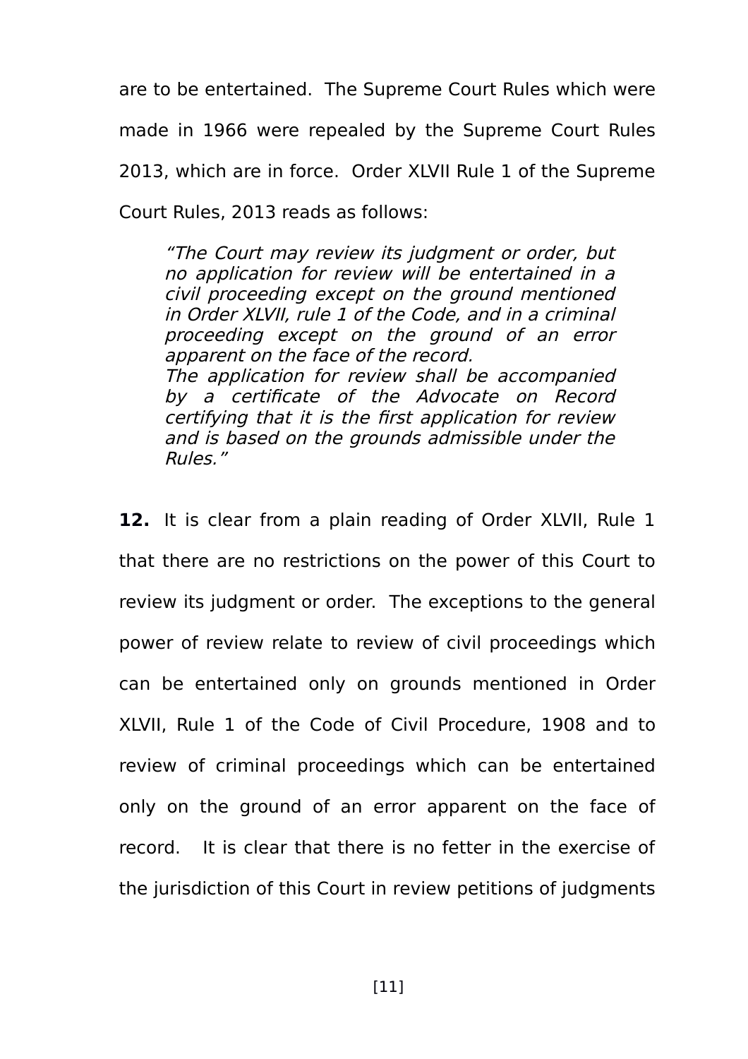are to be entertained. The Supreme Court Rules which were made in 1966 were repealed by the Supreme Court Rules 2013, which are in force. Order XLVII Rule 1 of the Supreme Court Rules, 2013 reads as follows:

> *"The Court may review its judgment or order, but no application for review will be entertained in a civil proceeding except on the ground mentioned in Order XLVII, rule 1 of the Code, and in a criminal proceeding except on the ground of an error apparent on the face of the record.*
> *The application for review shall be accompanied by a certificate of the Advocate on Record certifying that it is the first application for review and is based on the grounds admissible under the Rules."*

**12.** It is clear from a plain reading of Order XLVII, Rule 1 that there are no restrictions on the power of this Court to review its judgment or order. The exceptions to the general power of review relate to review of civil proceedings which can be entertained only on grounds mentioned in Order XLVII, Rule 1 of the Code of Civil Procedure, 1908 and to review of criminal proceedings which can be entertained only on the ground of an error apparent on the face of record. It is clear that there is no fetter in the exercise of the jurisdiction of this Court in review petitions of judgments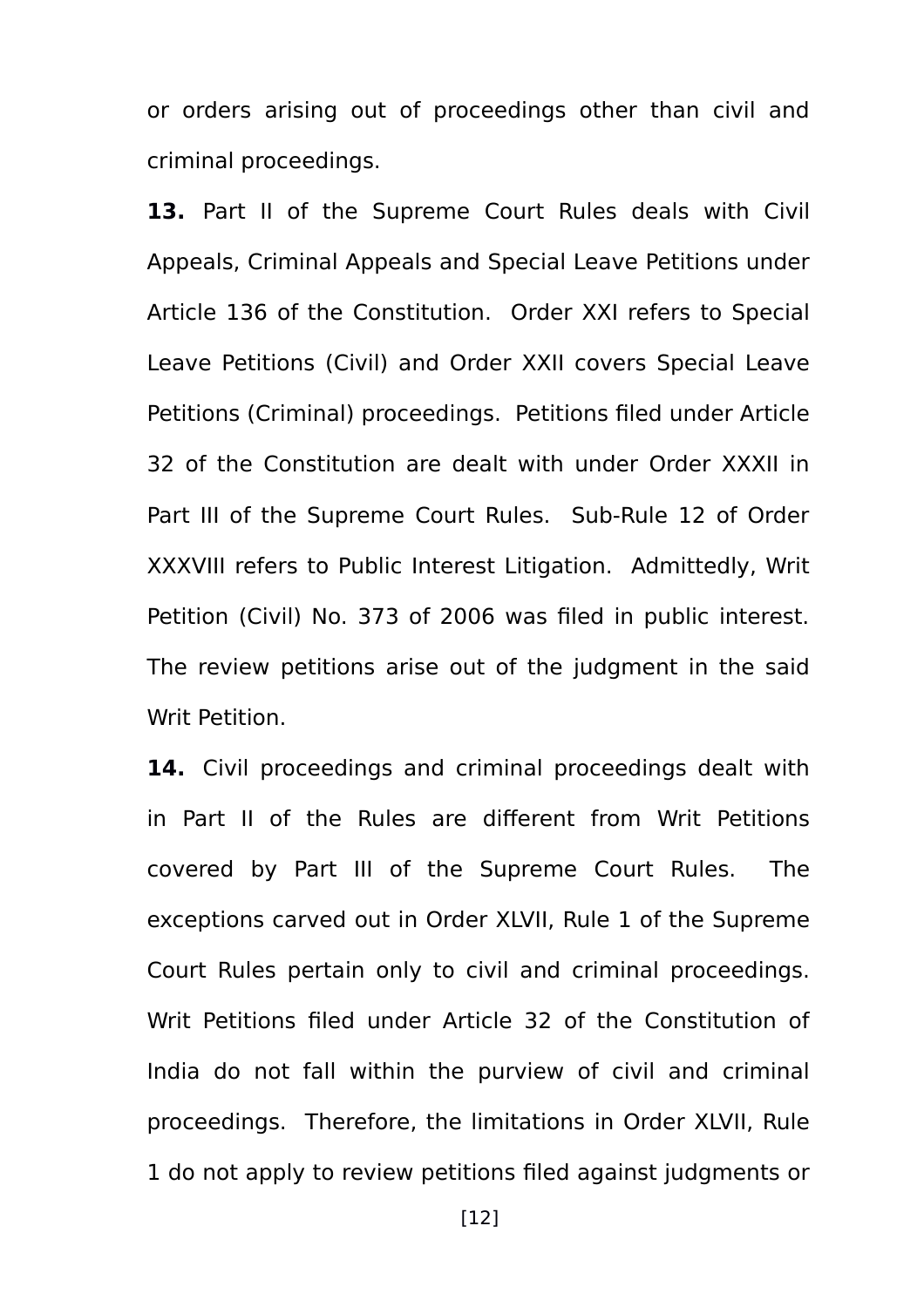or orders arising out of proceedings other than civil and criminal proceedings.

**13.** Part II of the Supreme Court Rules deals with Civil Appeals, Criminal Appeals and Special Leave Petitions under Article 136 of the Constitution. Order XXI refers to Special Leave Petitions (Civil) and Order XXII covers Special Leave Petitions (Criminal) proceedings. Petitions filed under Article 32 of the Constitution are dealt with under Order XXXII in Part III of the Supreme Court Rules. Sub-Rule 12 of Order XXXVIII refers to Public Interest Litigation. Admittedly, Writ Petition (Civil) No. 373 of 2006 was filed in public interest. The review petitions arise out of the judgment in the said Writ Petition.

**14.** Civil proceedings and criminal proceedings dealt with in Part II of the Rules are different from Writ Petitions covered by Part III of the Supreme Court Rules. The exceptions carved out in Order XLVII, Rule 1 of the Supreme Court Rules pertain only to civil and criminal proceedings. Writ Petitions filed under Article 32 of the Constitution of India do not fall within the purview of civil and criminal proceedings. Therefore, the limitations in Order XLVII, Rule 1 do not apply to review petitions filed against judgments or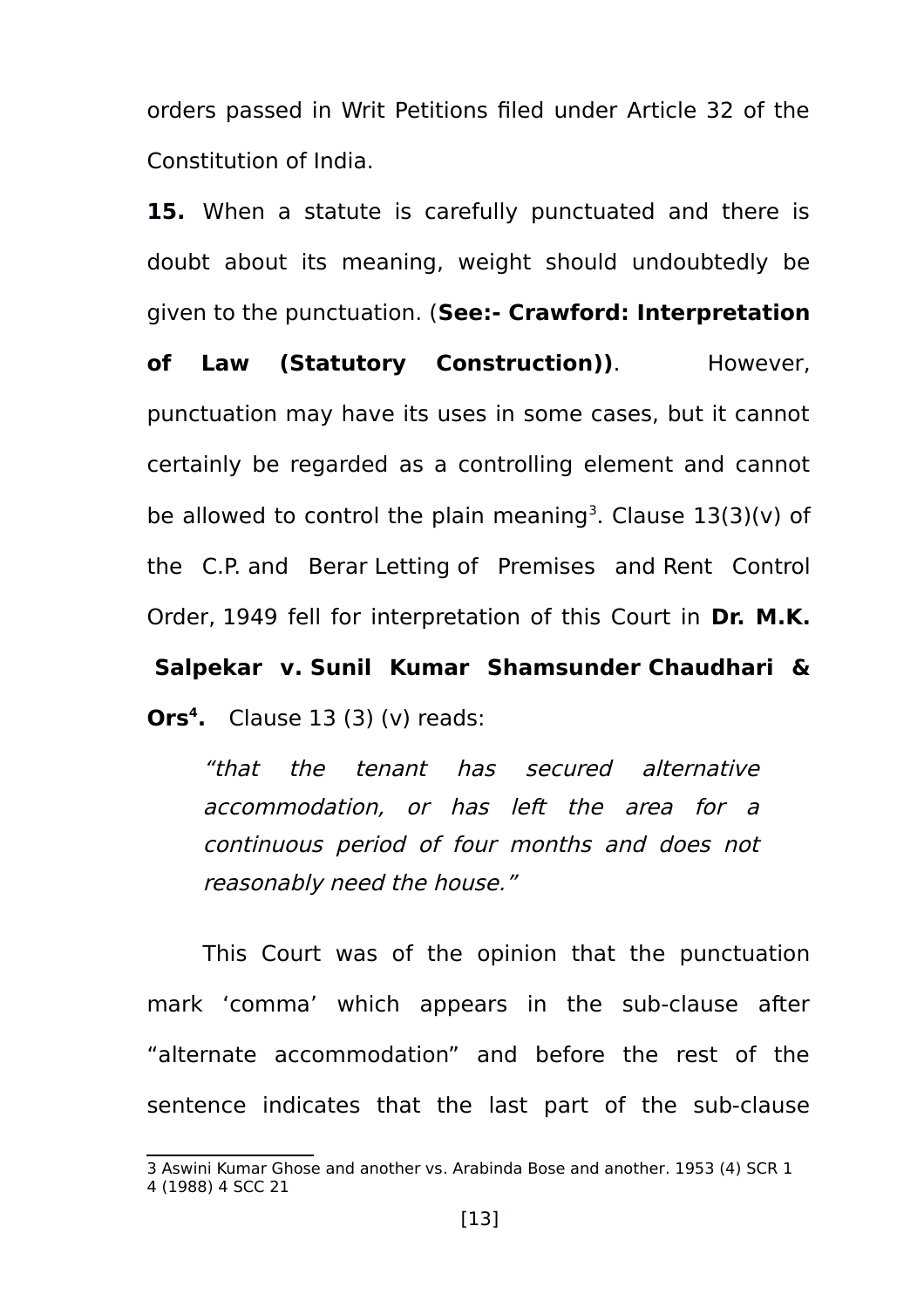orders passed in Writ Petitions filed under Article 32 of the Constitution of India.

**15.** When a statute is carefully punctuated and there is doubt about its meaning, weight should undoubtedly be given to the punctuation. (**See:- Crawford: Interpretation of Law (Statutory Construction))**. However, punctuation may have its uses in some cases, but it cannot certainly be regarded as a controlling element and cannot be allowed to control the plain meaning[3]. Clause 13(3)(v) of the C.P. and Berar Letting of Premises and Rent Control Order, 1949 fell for interpretation of this Court in **Dr. M.K. Salpekar v. Sunil Kumar Shamsunder Chaudhari & Ors[4].** Clause 13 (3) (v) reads:

> *"that the tenant has secured alternative accommodation, or has left the area for a continuous period of four months and does not reasonably need the house."*

This Court was of the opinion that the punctuation mark 'comma' which appears in the sub-clause after "alternate accommodation" and before the rest of the sentence indicates that the last part of the sub-clause

---

3 Aswini Kumar Ghose and another vs. Arabinda Bose and another. 1953 (4) SCR 1

4 (1988) 4 SCC 21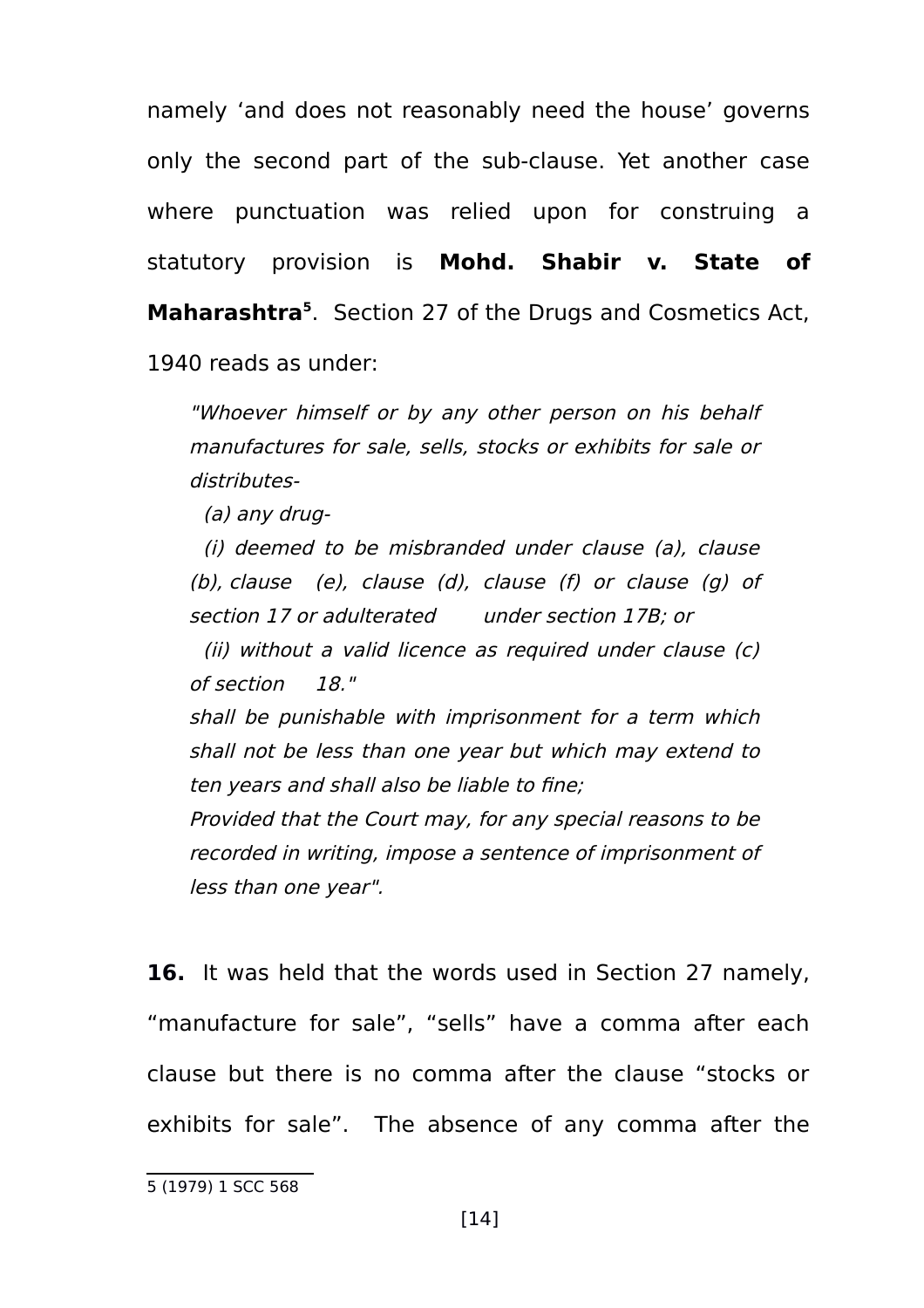namely 'and does not reasonably need the house' governs only the second part of the sub-clause. Yet another case where punctuation was relied upon for construing a statutory provision is **Mohd. Shabir v. State of Maharashtra**[5]. Section 27 of the Drugs and Cosmetics Act, 1940 reads as under:

> *"Whoever himself or by any other person on his behalf manufactures for sale, sells, stocks or exhibits for sale or distributes-*
>
> *(a) any drug-*
>
> *(i) deemed to be misbranded under clause (a), clause (b), clause (e), clause (d), clause (f) or clause (g) of section 17 or adulterated under section 17B; or*
>
> *(ii) without a valid licence as required under clause (c) of section 18."*
>
> *shall be punishable with imprisonment for a term which shall not be less than one year but which may extend to ten years and shall also be liable to fine;*
>
> *Provided that the Court may, for any special reasons to be recorded in writing, impose a sentence of imprisonment of less than one year".*

**16.** It was held that the words used in Section 27 namely, "manufacture for sale", "sells" have a comma after each clause but there is no comma after the clause "stocks or exhibits for sale". The absence of any comma after the

---

5 (1979) 1 SCC 568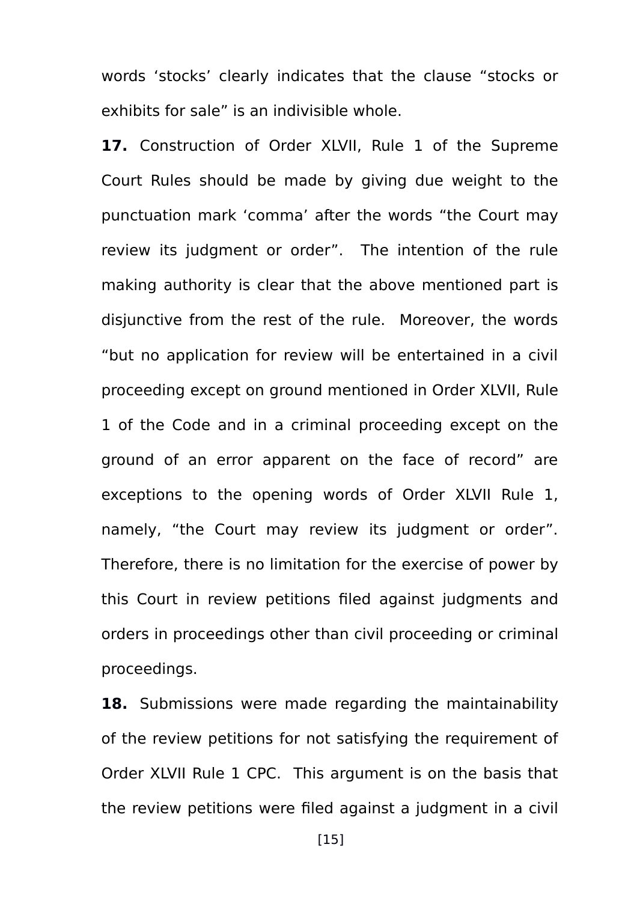words 'stocks' clearly indicates that the clause "stocks or exhibits for sale" is an indivisible whole.

**17.** Construction of Order XLVII, Rule 1 of the Supreme Court Rules should be made by giving due weight to the punctuation mark 'comma' after the words "the Court may review its judgment or order". The intention of the rule making authority is clear that the above mentioned part is disjunctive from the rest of the rule. Moreover, the words "but no application for review will be entertained in a civil proceeding except on ground mentioned in Order XLVII, Rule 1 of the Code and in a criminal proceeding except on the ground of an error apparent on the face of record" are exceptions to the opening words of Order XLVII Rule 1, namely, "the Court may review its judgment or order". Therefore, there is no limitation for the exercise of power by this Court in review petitions filed against judgments and orders in proceedings other than civil proceeding or criminal proceedings.

**18.** Submissions were made regarding the maintainability of the review petitions for not satisfying the requirement of Order XLVII Rule 1 CPC. This argument is on the basis that the review petitions were filed against a judgment in a civil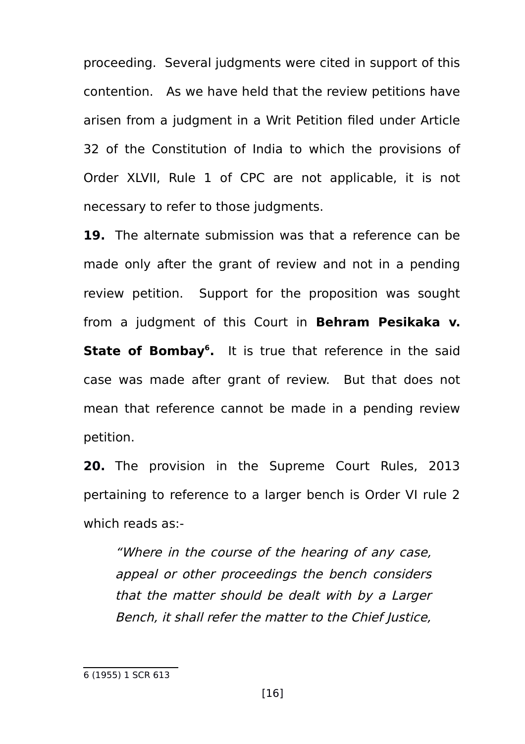proceeding. Several judgments were cited in support of this contention. As we have held that the review petitions have arisen from a judgment in a Writ Petition filed under Article 32 of the Constitution of India to which the provisions of Order XLVII, Rule 1 of CPC are not applicable, it is not necessary to refer to those judgments.

**19.** The alternate submission was that a reference can be made only after the grant of review and not in a pending review petition. Support for the proposition was sought from a judgment of this Court in **Behram Pesikaka v. State of Bombay**[6]**.** It is true that reference in the said case was made after grant of review. But that does not mean that reference cannot be made in a pending review petition.

**20.** The provision in the Supreme Court Rules, 2013 pertaining to reference to a larger bench is Order VI rule 2 which reads as:-

> *"Where in the course of the hearing of any case, appeal or other proceedings the bench considers that the matter should be dealt with by a Larger Bench, it shall refer the matter to the Chief Justice,*

---

6 (1955) 1 SCR 613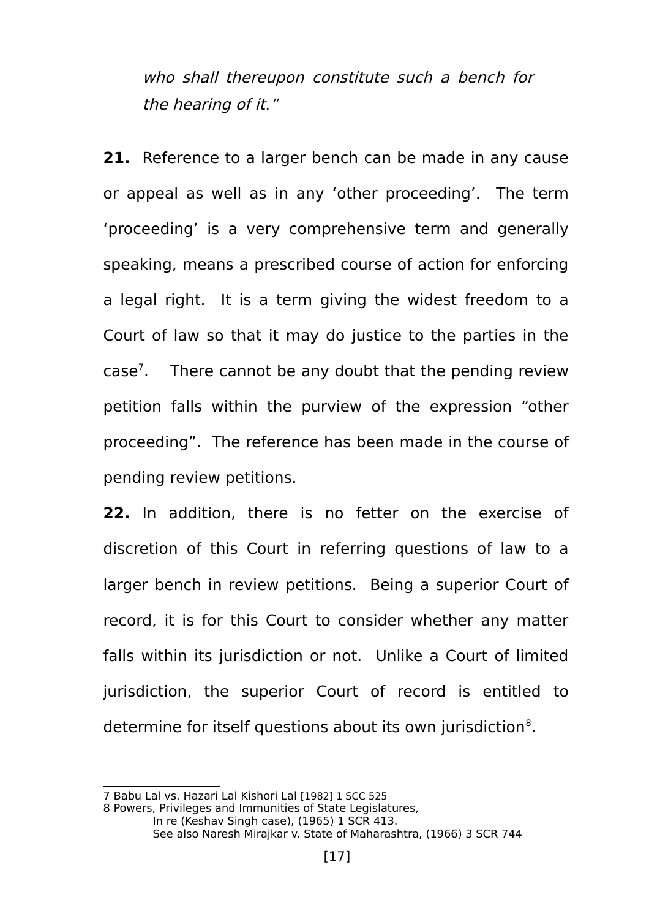*who shall thereupon constitute such a bench for the hearing of it."*

**21.** Reference to a larger bench can be made in any cause or appeal as well as in any 'other proceeding'. The term 'proceeding' is a very comprehensive term and generally speaking, means a prescribed course of action for enforcing a legal right. It is a term giving the widest freedom to a Court of law so that it may do justice to the parties in the case[7]. There cannot be any doubt that the pending review petition falls within the purview of the expression "other proceeding". The reference has been made in the course of pending review petitions.

**22.** In addition, there is no fetter on the exercise of discretion of this Court in referring questions of law to a larger bench in review petitions. Being a superior Court of record, it is for this Court to consider whether any matter falls within its jurisdiction or not. Unlike a Court of limited jurisdiction, the superior Court of record is entitled to determine for itself questions about its own jurisdiction[8].

---

7 Babu Lal vs. Hazari Lal Kishori Lal [1982] 1 SCC 525

8 Powers, Privileges and Immunities of State Legislatures,
In re (Keshav Singh case), (1965) 1 SCR 413.
See also Naresh Mirajkar v. State of Maharashtra, (1966) 3 SCR 744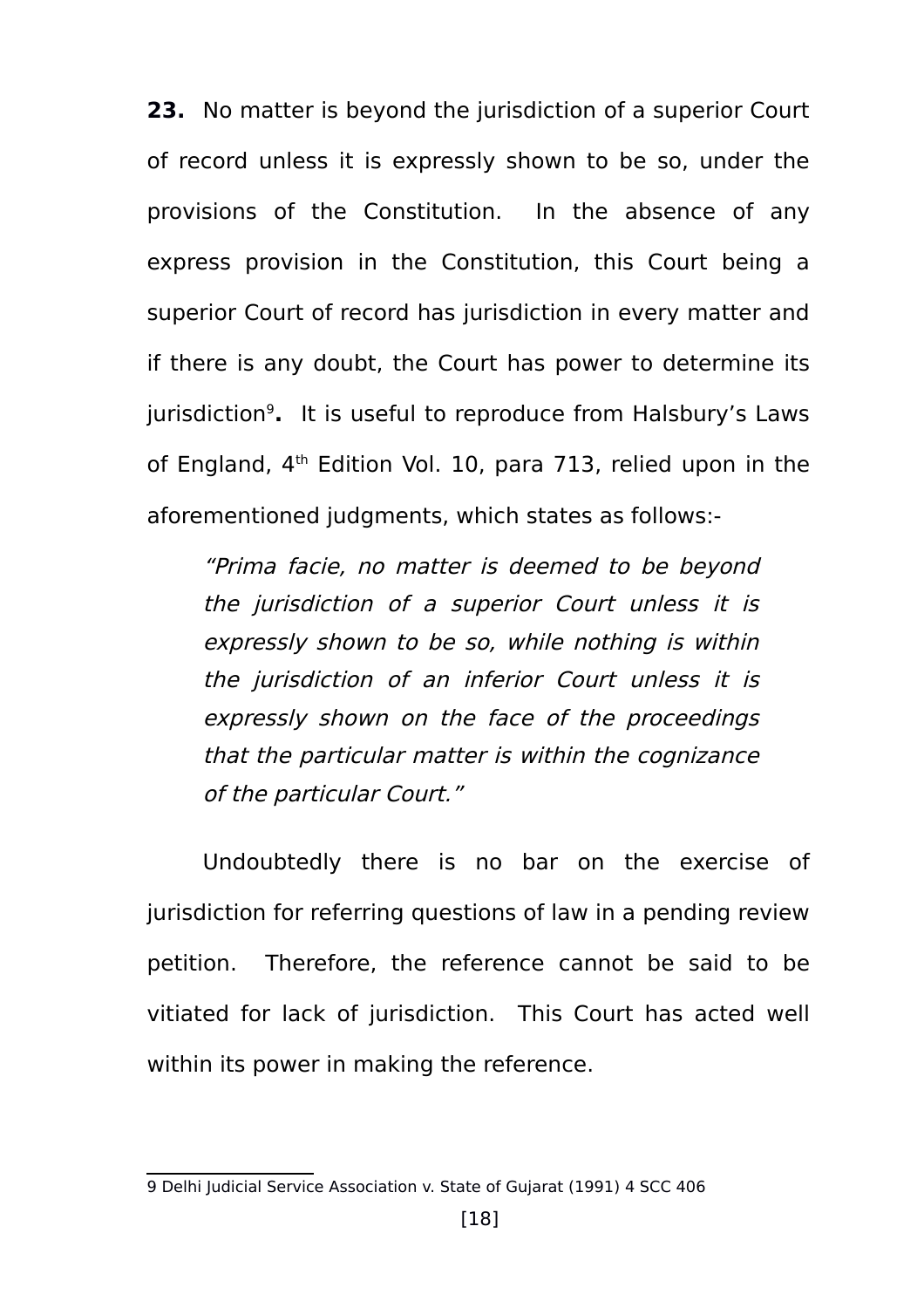**23.** No matter is beyond the jurisdiction of a superior Court of record unless it is expressly shown to be so, under the provisions of the Constitution. In the absence of any express provision in the Constitution, this Court being a superior Court of record has jurisdiction in every matter and if there is any doubt, the Court has power to determine its jurisdiction[9]**.** It is useful to reproduce from Halsbury's Laws of England, 4th Edition Vol. 10, para 713, relied upon in the aforementioned judgments, which states as follows:-

> *"Prima facie, no matter is deemed to be beyond the jurisdiction of a superior Court unless it is expressly shown to be so, while nothing is within the jurisdiction of an inferior Court unless it is expressly shown on the face of the proceedings that the particular matter is within the cognizance of the particular Court."*

Undoubtedly there is no bar on the exercise of jurisdiction for referring questions of law in a pending review petition. Therefore, the reference cannot be said to be vitiated for lack of jurisdiction. This Court has acted well within its power in making the reference.

---

9 Delhi Judicial Service Association v. State of Gujarat (1991) 4 SCC 406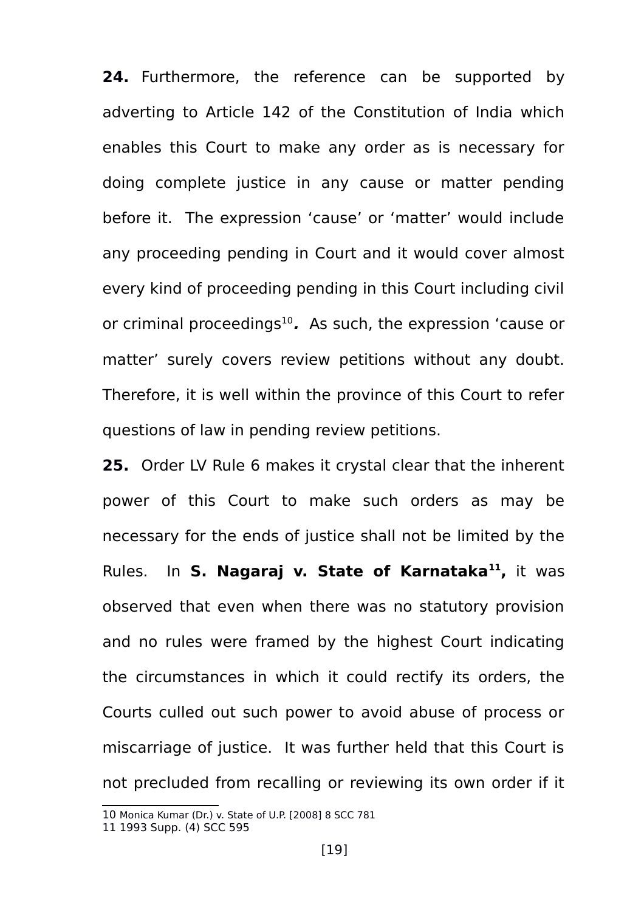**24.** Furthermore, the reference can be supported by adverting to Article 142 of the Constitution of India which enables this Court to make any order as is necessary for doing complete justice in any cause or matter pending before it. The expression 'cause' or 'matter' would include any proceeding pending in Court and it would cover almost every kind of proceeding pending in this Court including civil or criminal proceedings[10]***.*** As such, the expression 'cause or matter' surely covers review petitions without any doubt. Therefore, it is well within the province of this Court to refer questions of law in pending review petitions.

**25.** Order LV Rule 6 makes it crystal clear that the inherent power of this Court to make such orders as may be necessary for the ends of justice shall not be limited by the Rules. In **S. Nagaraj v. State of Karnataka[11],** it was observed that even when there was no statutory provision and no rules were framed by the highest Court indicating the circumstances in which it could rectify its orders, the Courts culled out such power to avoid abuse of process or miscarriage of justice. It was further held that this Court is not precluded from recalling or reviewing its own order if it

---

10 Monica Kumar (Dr.) v. State of U.P. [2008] 8 SCC 781

11 1993 Supp. (4) SCC 595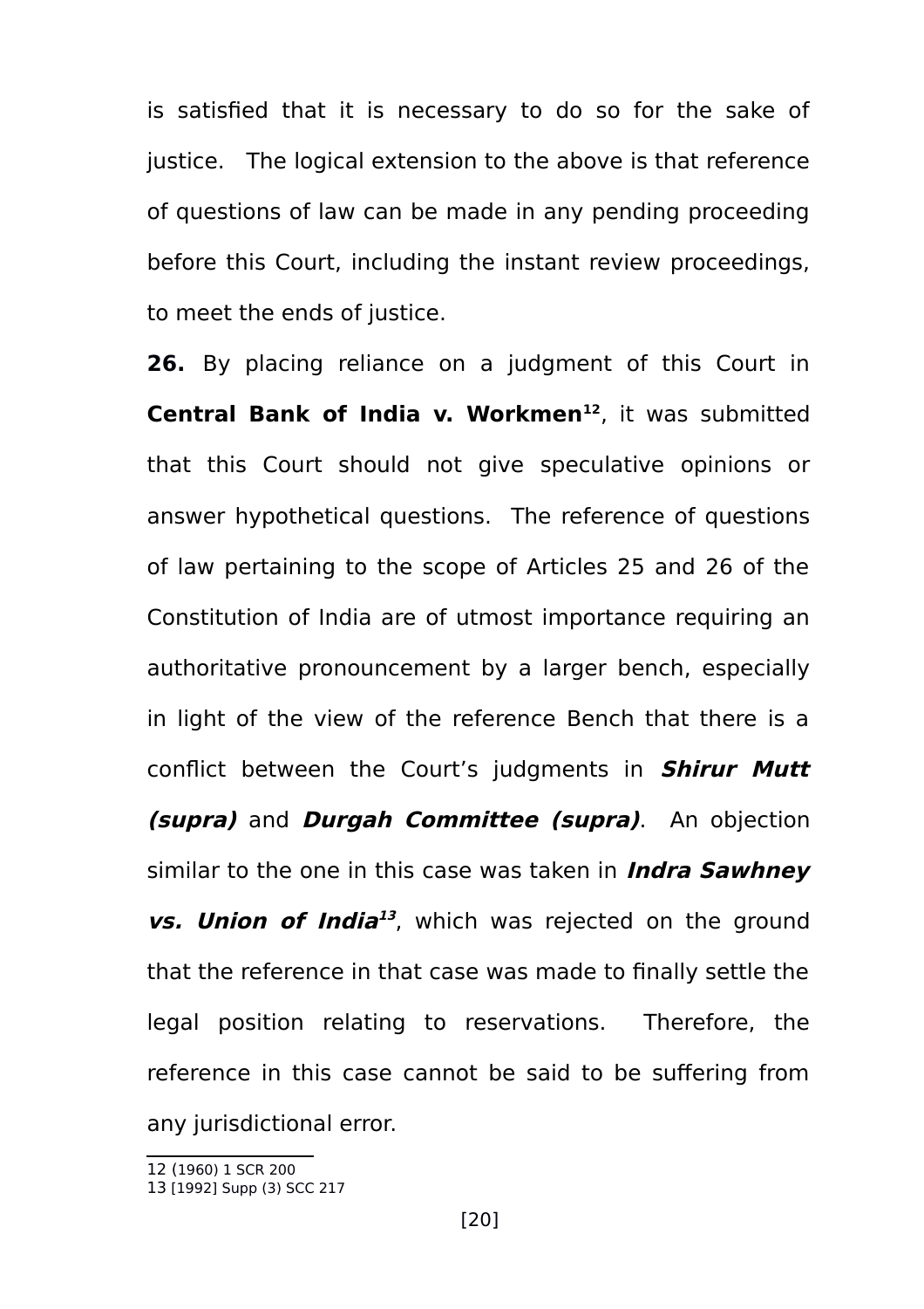is satisfied that it is necessary to do so for the sake of justice. The logical extension to the above is that reference of questions of law can be made in any pending proceeding before this Court, including the instant review proceedings, to meet the ends of justice.

**26.** By placing reliance on a judgment of this Court in **Central Bank of India v. Workmen**[12], it was submitted that this Court should not give speculative opinions or answer hypothetical questions. The reference of questions of law pertaining to the scope of Articles 25 and 26 of the Constitution of India are of utmost importance requiring an authoritative pronouncement by a larger bench, especially in light of the view of the reference Bench that there is a conflict between the Court's judgments in ***Shirur Mutt (supra)*** and ***Durgah Committee (supra)***. An objection similar to the one in this case was taken in ***Indra Sawhney vs. Union of India***[13], which was rejected on the ground that the reference in that case was made to finally settle the legal position relating to reservations. Therefore, the reference in this case cannot be said to be suffering from any jurisdictional error.

---

12 (1960) 1 SCR 200
13 [1992] Supp (3) SCC 217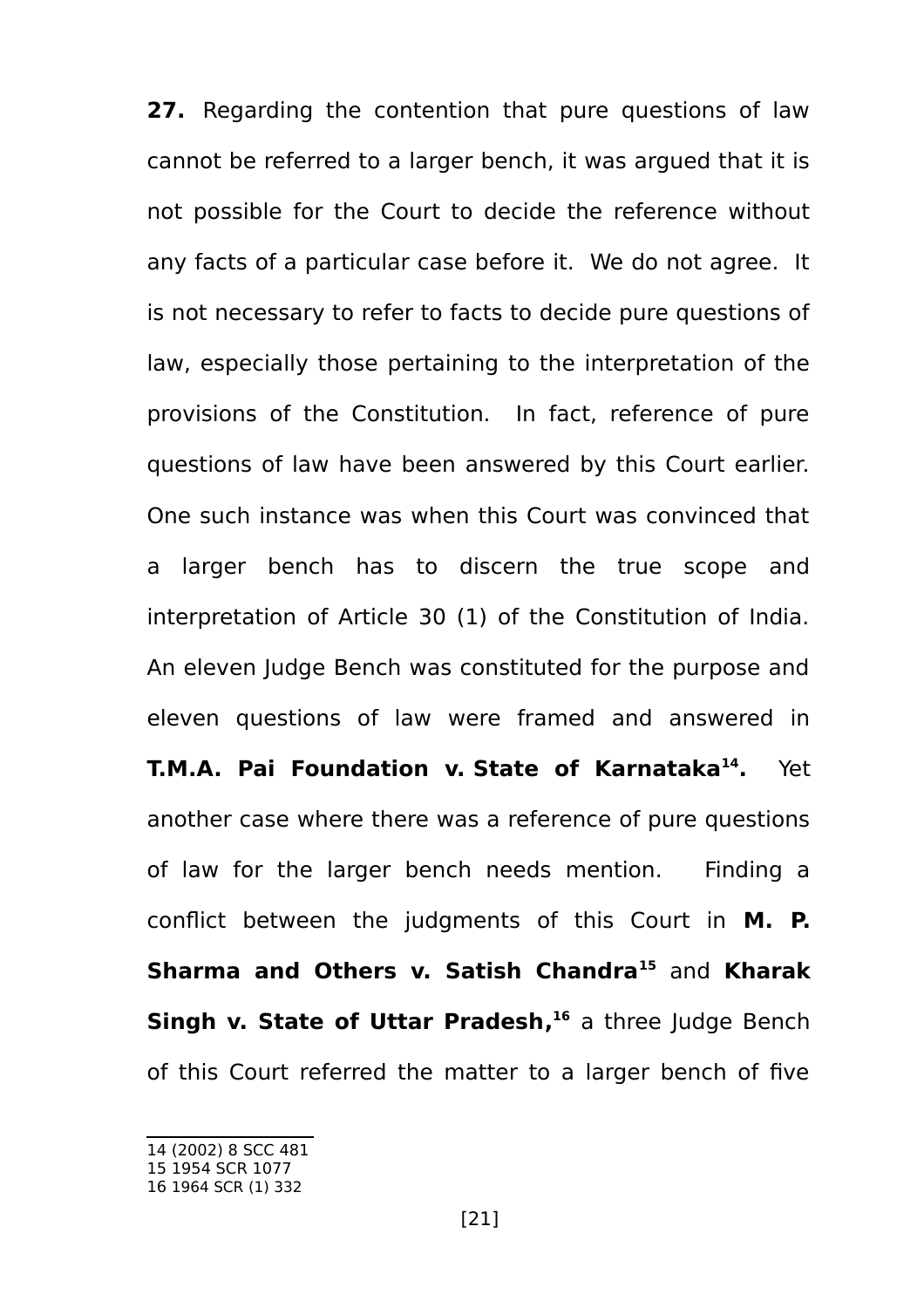**27.** Regarding the contention that pure questions of law cannot be referred to a larger bench, it was argued that it is not possible for the Court to decide the reference without any facts of a particular case before it. We do not agree. It is not necessary to refer to facts to decide pure questions of law, especially those pertaining to the interpretation of the provisions of the Constitution. In fact, reference of pure questions of law have been answered by this Court earlier. One such instance was when this Court was convinced that a larger bench has to discern the true scope and interpretation of Article 30 (1) of the Constitution of India. An eleven Judge Bench was constituted for the purpose and eleven questions of law were framed and answered in **T.M.A. Pai Foundation v. State of Karnataka**[14]**.** Yet another case where there was a reference of pure questions of law for the larger bench needs mention. Finding a conflict between the judgments of this Court in **M. P. Sharma and Others v. Satish Chandra**[15] and **Kharak Singh v. State of Uttar Pradesh,**[16] a three Judge Bench of this Court referred the matter to a larger bench of five

---

14 (2002) 8 SCC 481
15 1954 SCR 1077
16 1964 SCR (1) 332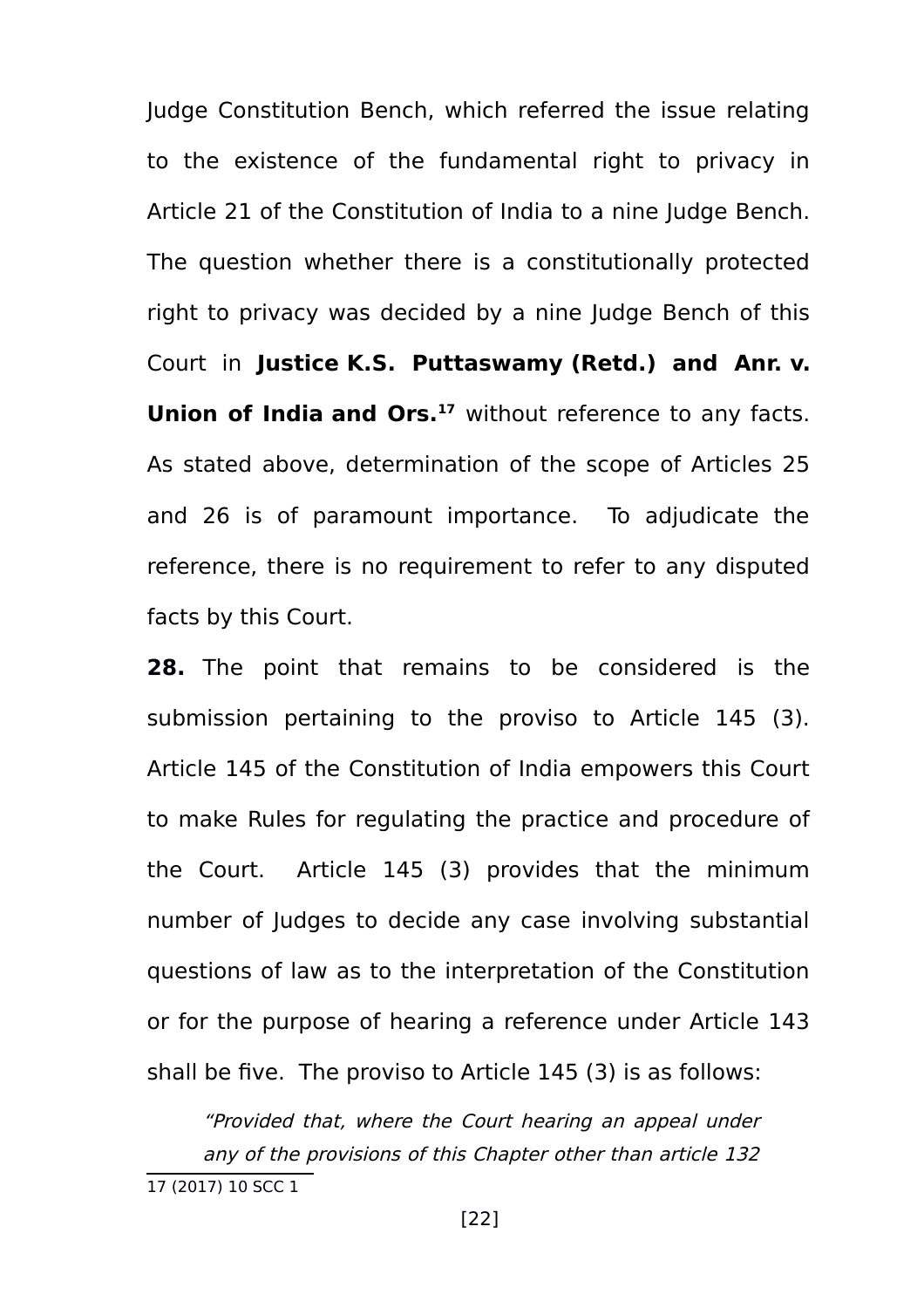Judge Constitution Bench, which referred the issue relating to the existence of the fundamental right to privacy in Article 21 of the Constitution of India to a nine Judge Bench. The question whether there is a constitutionally protected right to privacy was decided by a nine Judge Bench of this Court in **Justice K.S. Puttaswamy (Retd.) and Anr. v. Union of India and Ors.**[17] without reference to any facts. As stated above, determination of the scope of Articles 25 and 26 is of paramount importance. To adjudicate the reference, there is no requirement to refer to any disputed facts by this Court.

**28.** The point that remains to be considered is the submission pertaining to the proviso to Article 145 (3). Article 145 of the Constitution of India empowers this Court to make Rules for regulating the practice and procedure of the Court. Article 145 (3) provides that the minimum number of Judges to decide any case involving substantial questions of law as to the interpretation of the Constitution or for the purpose of hearing a reference under Article 143 shall be five. The proviso to Article 145 (3) is as follows:

> *"Provided that, where the Court hearing an appeal under any of the provisions of this Chapter other than article 132*

17 (2017) 10 SCC 1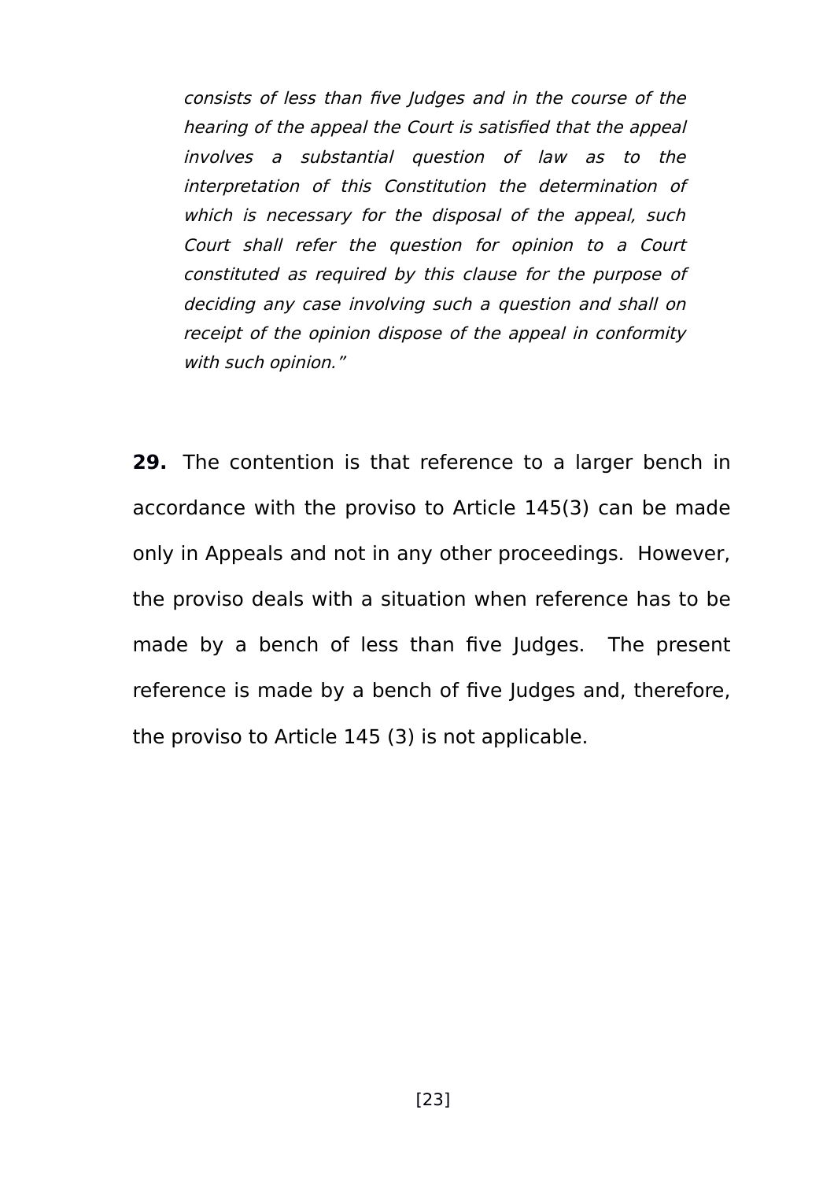> *consists of less than five Judges and in the course of the hearing of the appeal the Court is satisfied that the appeal involves a substantial question of law as to the interpretation of this Constitution the determination of which is necessary for the disposal of the appeal, such Court shall refer the question for opinion to a Court constituted as required by this clause for the purpose of deciding any case involving such a question and shall on receipt of the opinion dispose of the appeal in conformity with such opinion."*

**29.** The contention is that reference to a larger bench in accordance with the proviso to Article 145(3) can be made only in Appeals and not in any other proceedings. However, the proviso deals with a situation when reference has to be made by a bench of less than five Judges. The present reference is made by a bench of five Judges and, therefore, the proviso to Article 145 (3) is not applicable.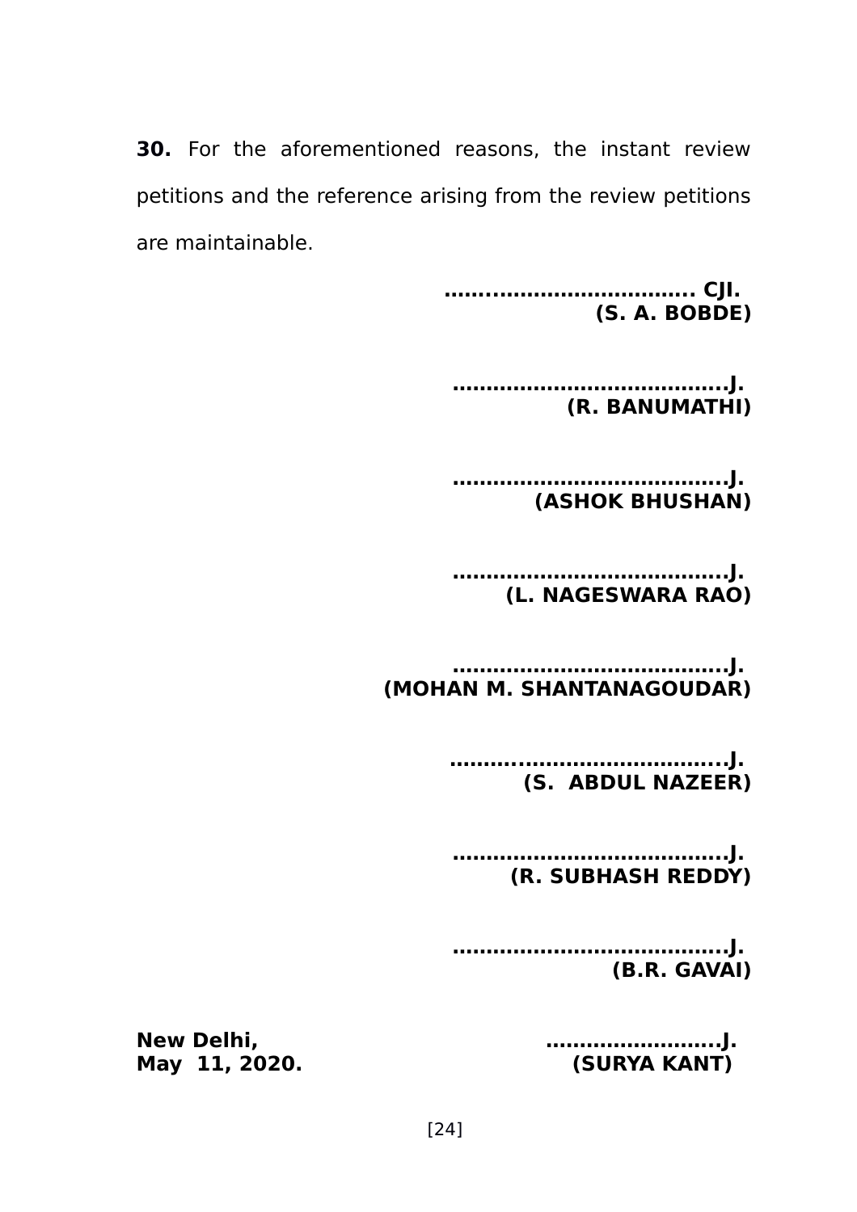**30.** For the aforementioned reasons, the instant review petitions and the reference arising from the review petitions are maintainable.

**...................................... CJI.**
**(S. A. BOBDE)**

**.........................................J.**
**(R. BANUMATHI)**

**.........................................J.**
**(ASHOK BHUSHAN)**

**.........................................J.**
**(L. NAGESWARA RAO)**

**.........................................J.**
**(MOHAN M. SHANTANAGOUDAR)**

**.........................................J.**
**(S. ABDUL NAZEER)**

**.........................................J.**
**(R. SUBHASH REDDY)**

**.........................................J.**
**(B.R. GAVAI)**

**New Delhi,**
**May 11, 2020.**

**...........................J.**
**(SURYA KANT)**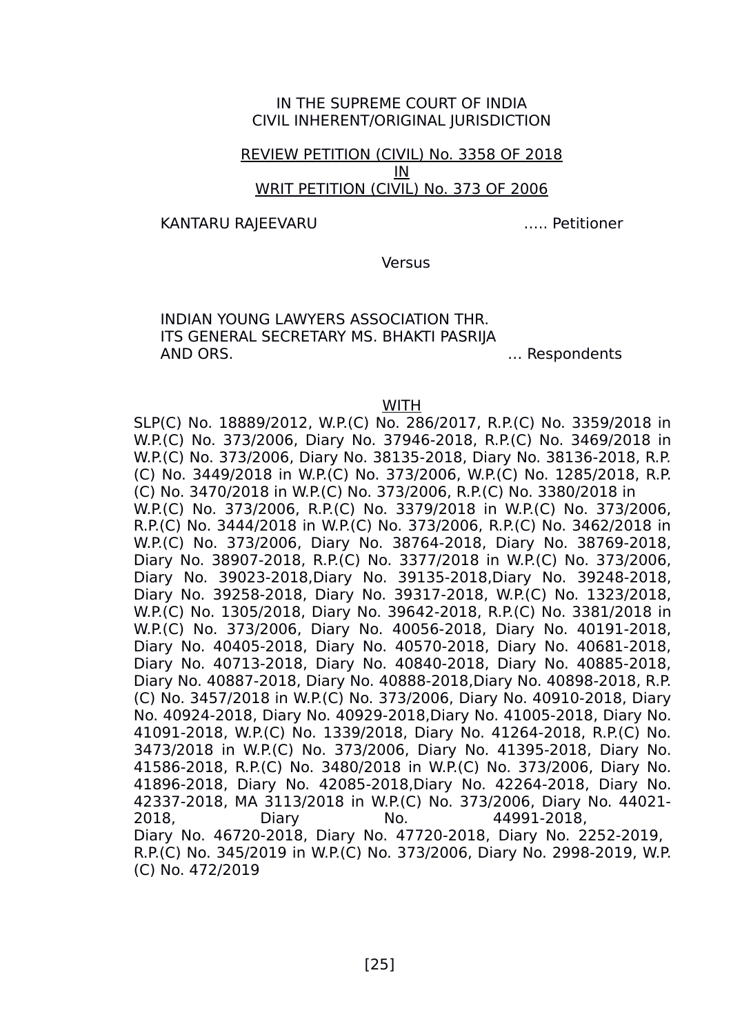IN THE SUPREME COURT OF INDIA
CIVIL INHERENT/ORIGINAL JURISDICTION

REVIEW PETITION (CIVIL) No. 3358 OF 2018
IN
WRIT PETITION (CIVIL) No. 373 OF 2006

KANTARU RAJEEVARU ….. Petitioner

Versus

INDIAN YOUNG LAWYERS ASSOCIATION THR. ITS GENERAL SECRETARY MS. BHAKTI PASRIJA AND ORS. … Respondents

WITH

SLP(C) No. 18889/2012, W.P.(C) No. 286/2017, R.P.(C) No. 3359/2018 in W.P.(C) No. 373/2006, Diary No. 37946-2018, R.P.(C) No. 3469/2018 in W.P.(C) No. 373/2006, Diary No. 38135-2018, Diary No. 38136-2018, R.P. (C) No. 3449/2018 in W.P.(C) No. 373/2006, W.P.(C) No. 1285/2018, R.P. (C) No. 3470/2018 in W.P.(C) No. 373/2006, R.P.(C) No. 3380/2018 in W.P.(C) No. 373/2006, R.P.(C) No. 3379/2018 in W.P.(C) No. 373/2006, R.P.(C) No. 3444/2018 in W.P.(C) No. 373/2006, R.P.(C) No. 3462/2018 in W.P.(C) No. 373/2006, Diary No. 38764-2018, Diary No. 38769-2018, Diary No. 38907-2018, R.P.(C) No. 3377/2018 in W.P.(C) No. 373/2006, Diary No. 39023-2018,Diary No. 39135-2018,Diary No. 39248-2018, Diary No. 39258-2018, Diary No. 39317-2018, W.P.(C) No. 1323/2018, W.P.(C) No. 1305/2018, Diary No. 39642-2018, R.P.(C) No. 3381/2018 in W.P.(C) No. 373/2006, Diary No. 40056-2018, Diary No. 40191-2018, Diary No. 40405-2018, Diary No. 40570-2018, Diary No. 40681-2018, Diary No. 40713-2018, Diary No. 40840-2018, Diary No. 40885-2018, Diary No. 40887-2018, Diary No. 40888-2018,Diary No. 40898-2018, R.P. (C) No. 3457/2018 in W.P.(C) No. 373/2006, Diary No. 40910-2018, Diary No. 40924-2018, Diary No. 40929-2018,Diary No. 41005-2018, Diary No. 41091-2018, W.P.(C) No. 1339/2018, Diary No. 41264-2018, R.P.(C) No. 3473/2018 in W.P.(C) No. 373/2006, Diary No. 41395-2018, Diary No. 41586-2018, R.P.(C) No. 3480/2018 in W.P.(C) No. 373/2006, Diary No. 41896-2018, Diary No. 42085-2018,Diary No. 42264-2018, Diary No. 42337-2018, MA 3113/2018 in W.P.(C) No. 373/2006, Diary No. 44021-2018, Diary No. 44991-2018, Diary No. 46720-2018, Diary No. 47720-2018, Diary No. 2252-2019, R.P.(C) No. 345/2019 in W.P.(C) No. 373/2006, Diary No. 2998-2019, W.P. (C) No. 472/2019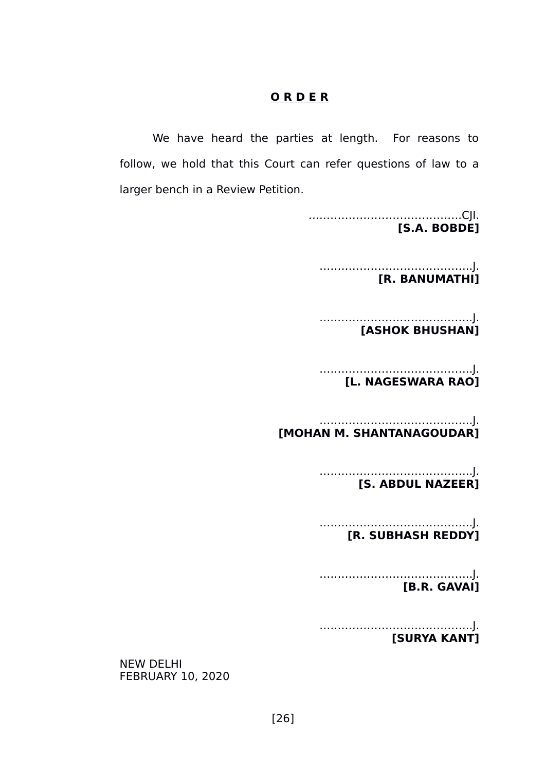**O R D E R**

We have heard the parties at length. For reasons to follow, we hold that this Court can refer questions of law to a larger bench in a Review Petition.

..........................................CJI.
**[S.A. BOBDE]**

..........................................J.
**[R. BANUMATHI]**

..........................................J.
**[ASHOK BHUSHAN]**

..........................................J.
**[L. NAGESWARA RAO]**

..........................................J.
**[MOHAN M. SHANTANAGOUDAR]**

..........................................J.
**[S. ABDUL NAZEER]**

..........................................J.
**[R. SUBHASH REDDY]**

..........................................J.
**[B.R. GAVAI]**

..........................................J.
**[SURYA KANT]**

NEW DELHI
FEBRUARY 10, 2020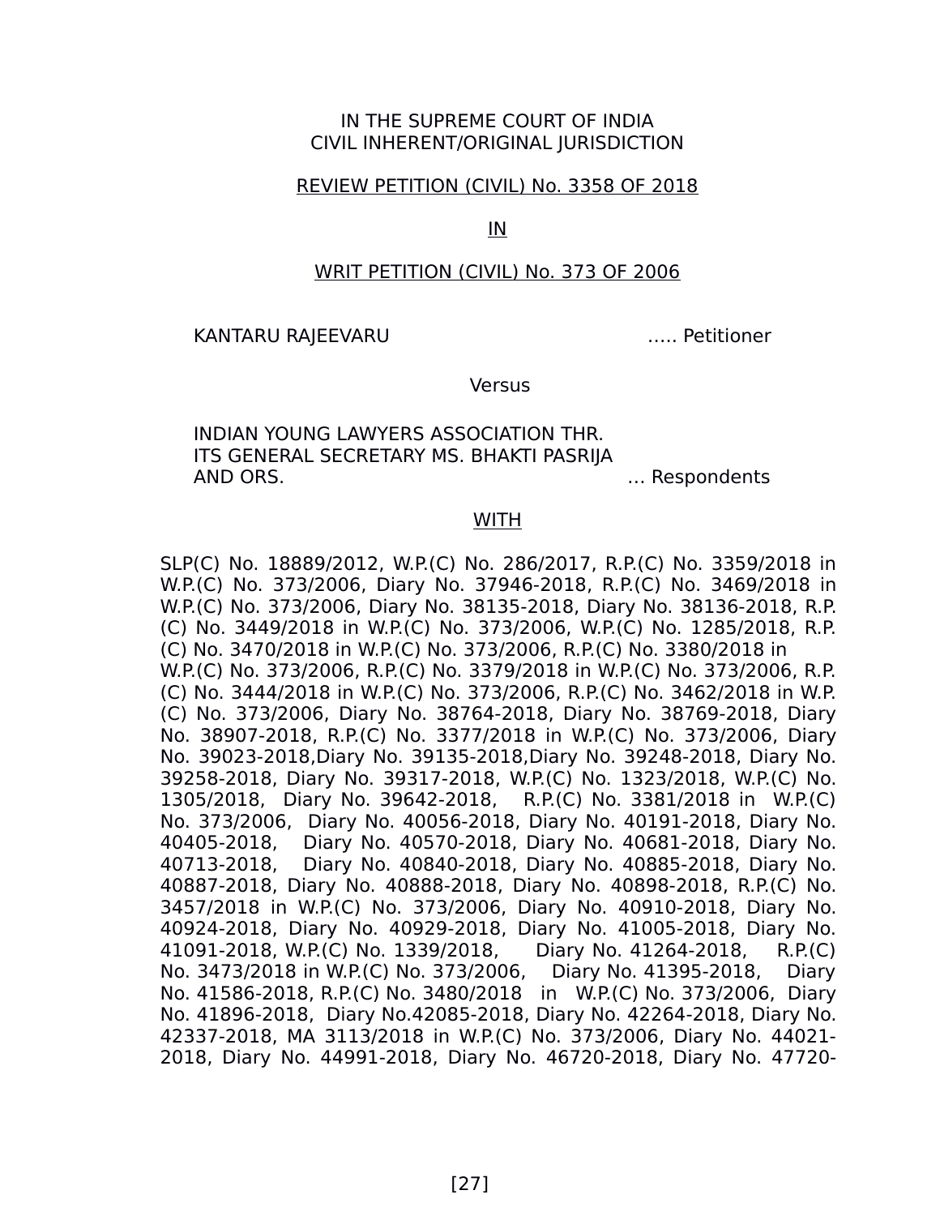IN THE SUPREME COURT OF INDIA
CIVIL INHERENT/ORIGINAL JURISDICTION

REVIEW PETITION (CIVIL) No. 3358 OF 2018

IN

WRIT PETITION (CIVIL) No. 373 OF 2006

KANTARU RAJEEVARU ..... Petitioner

Versus

INDIAN YOUNG LAWYERS ASSOCIATION THR. ITS GENERAL SECRETARY MS. BHAKTI PASRIJA AND ORS. ... Respondents

WITH

SLP(C) No. 18889/2012, W.P.(C) No. 286/2017, R.P.(C) No. 3359/2018 in W.P.(C) No. 373/2006, Diary No. 37946-2018, R.P.(C) No. 3469/2018 in W.P.(C) No. 373/2006, Diary No. 38135-2018, Diary No. 38136-2018, R.P.(C) No. 3449/2018 in W.P.(C) No. 373/2006, W.P.(C) No. 1285/2018, R.P.(C) No. 3470/2018 in W.P.(C) No. 373/2006, R.P.(C) No. 3380/2018 in W.P.(C) No. 373/2006, R.P.(C) No. 3379/2018 in W.P.(C) No. 373/2006, R.P.(C) No. 3444/2018 in W.P.(C) No. 373/2006, R.P.(C) No. 3462/2018 in W.P.(C) No. 373/2006, Diary No. 38764-2018, Diary No. 38769-2018, Diary No. 38907-2018, R.P.(C) No. 3377/2018 in W.P.(C) No. 373/2006, Diary No. 39023-2018,Diary No. 39135-2018,Diary No. 39248-2018, Diary No. 39258-2018, Diary No. 39317-2018, W.P.(C) No. 1323/2018, W.P.(C) No. 1305/2018, Diary No. 39642-2018, R.P.(C) No. 3381/2018 in W.P.(C) No. 373/2006, Diary No. 40056-2018, Diary No. 40191-2018, Diary No. 40405-2018, Diary No. 40570-2018, Diary No. 40681-2018, Diary No. 40713-2018, Diary No. 40840-2018, Diary No. 40885-2018, Diary No. 40887-2018, Diary No. 40888-2018, Diary No. 40898-2018, R.P.(C) No. 3457/2018 in W.P.(C) No. 373/2006, Diary No. 40910-2018, Diary No. 40924-2018, Diary No. 40929-2018, Diary No. 41005-2018, Diary No. 41091-2018, W.P.(C) No. 1339/2018, Diary No. 41264-2018, R.P.(C) No. 3473/2018 in W.P.(C) No. 373/2006, Diary No. 41395-2018, Diary No. 41586-2018, R.P.(C) No. 3480/2018 in W.P.(C) No. 373/2006, Diary No. 41896-2018, Diary No.42085-2018, Diary No. 42264-2018, Diary No. 42337-2018, MA 3113/2018 in W.P.(C) No. 373/2006, Diary No. 44021-2018, Diary No. 44991-2018, Diary No. 46720-2018, Diary No. 47720-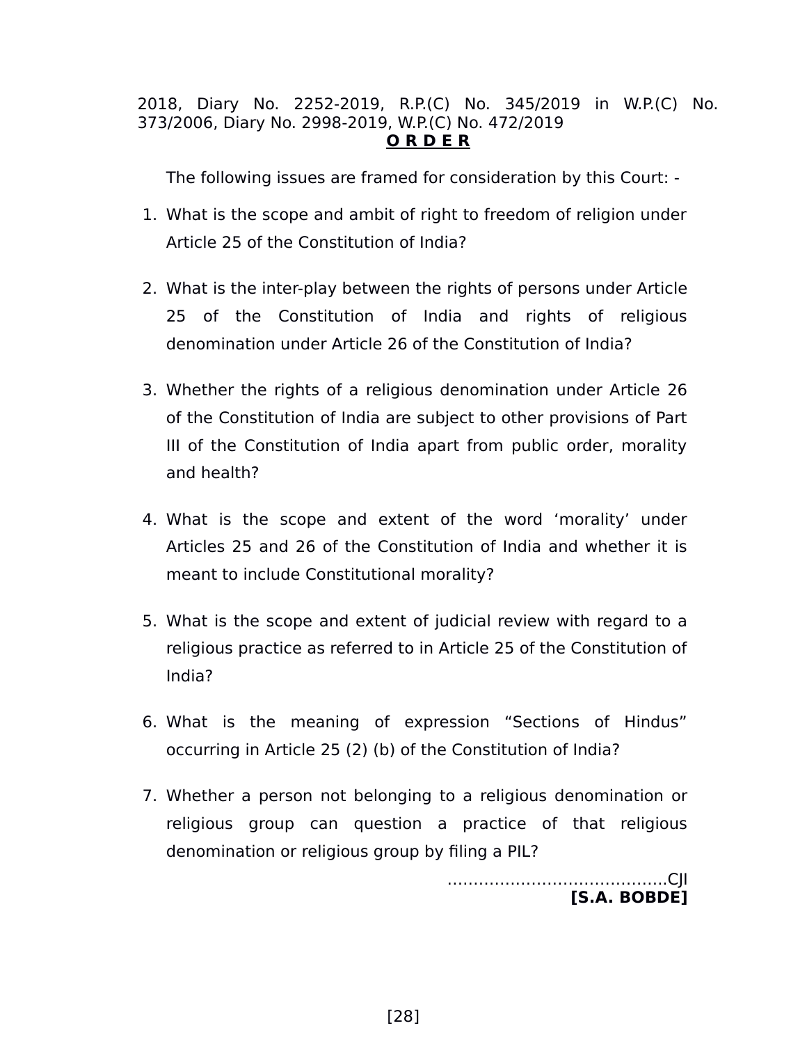2018, Diary No. 2252-2019, R.P.(C) No. 345/2019 in W.P.(C) No. 373/2006, Diary No. 2998-2019, W.P.(C) No. 472/2019

**O R D E R**

The following issues are framed for consideration by this Court: -

1. What is the scope and ambit of right to freedom of religion under Article 25 of the Constitution of India?

2. What is the inter-play between the rights of persons under Article 25 of the Constitution of India and rights of religious denomination under Article 26 of the Constitution of India?

3. Whether the rights of a religious denomination under Article 26 of the Constitution of India are subject to other provisions of Part III of the Constitution of India apart from public order, morality and health?

4. What is the scope and extent of the word 'morality' under Articles 25 and 26 of the Constitution of India and whether it is meant to include Constitutional morality?

5. What is the scope and extent of judicial review with regard to a religious practice as referred to in Article 25 of the Constitution of India?

6. What is the meaning of expression "Sections of Hindus" occurring in Article 25 (2) (b) of the Constitution of India?

7. Whether a person not belonging to a religious denomination or religious group can question a practice of that religious denomination or religious group by filing a PIL?

……………………………………CJI
**[S.A. BOBDE]**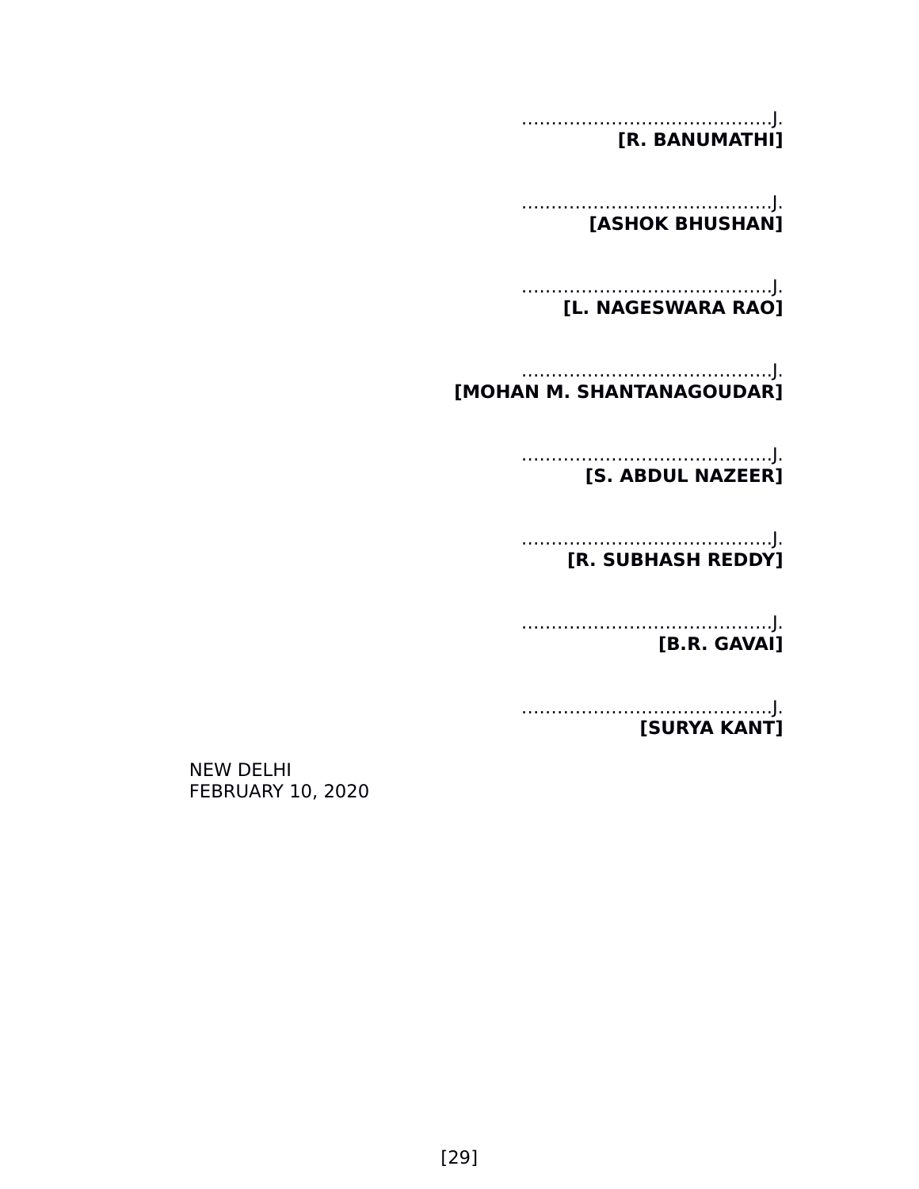..........................................J.
**[R. BANUMATHI]**

..........................................J.
**[ASHOK BHUSHAN]**

..........................................J.
**[L. NAGESWARA RAO]**

..........................................J.
**[MOHAN M. SHANTANAGOUDAR]**

..........................................J.
**[S. ABDUL NAZEER]**

..........................................J.
**[R. SUBHASH REDDY]**

..........................................J.
**[B.R. GAVAI]**

..........................................J.
**[SURYA KANT]**

NEW DELHI
FEBRUARY 10, 2020